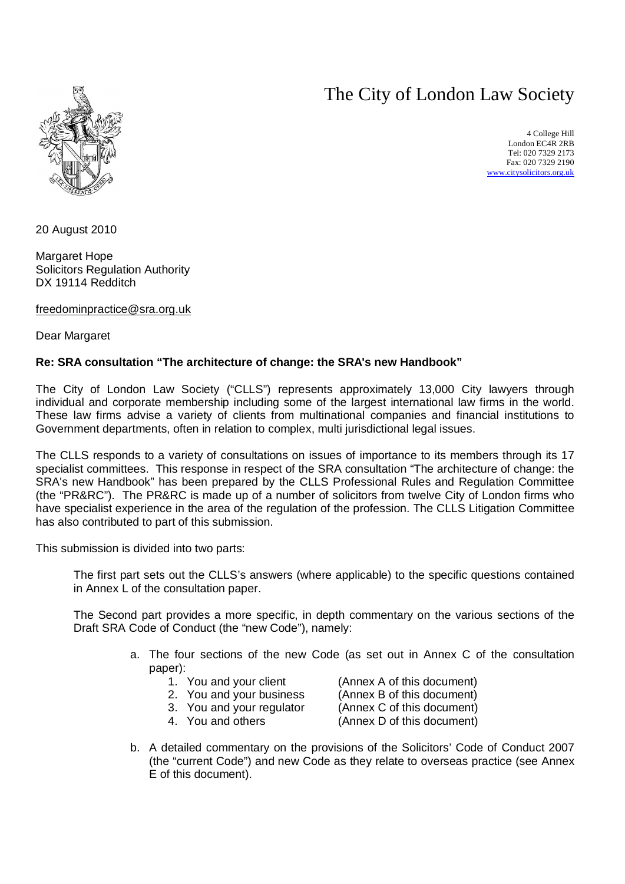# The City of London Law Society

4 College Hill
London EC4R 2RB
Tel: 020 7329 2173
Fax: 020 7329 2190
www.citysolicitors.org.uk

20 August 2010

Margaret Hope
Solicitors Regulation Authority
DX 19114 Redditch

freedominpractice@sra.org.uk

Dear Margaret

**Re: SRA consultation "The architecture of change: the SRA's new Handbook"**

The City of London Law Society ("CLLS") represents approximately 13,000 City lawyers through individual and corporate membership including some of the largest international law firms in the world. These law firms advise a variety of clients from multinational companies and financial institutions to Government departments, often in relation to complex, multi jurisdictional legal issues.

The CLLS responds to a variety of consultations on issues of importance to its members through its 17 specialist committees. This response in respect of the SRA consultation "The architecture of change: the SRA's new Handbook" has been prepared by the CLLS Professional Rules and Regulation Committee (the "PR&RC"). The PR&RC is made up of a number of solicitors from twelve City of London firms who have specialist experience in the area of the regulation of the profession. The CLLS Litigation Committee has also contributed to part of this submission.

This submission is divided into two parts:

The first part sets out the CLLS's answers (where applicable) to the specific questions contained in Annex L of the consultation paper.

The Second part provides a more specific, in depth commentary on the various sections of the Draft SRA Code of Conduct (the "new Code"), namely:

a. The four sections of the new Code (as set out in Annex C of the consultation paper):
   1. You and your client (Annex A of this document)
   2. You and your business (Annex B of this document)
   3. You and your regulator (Annex C of this document)
   4. You and others (Annex D of this document)

b. A detailed commentary on the provisions of the Solicitors' Code of Conduct 2007 (the "current Code") and new Code as they relate to overseas practice (see Annex E of this document).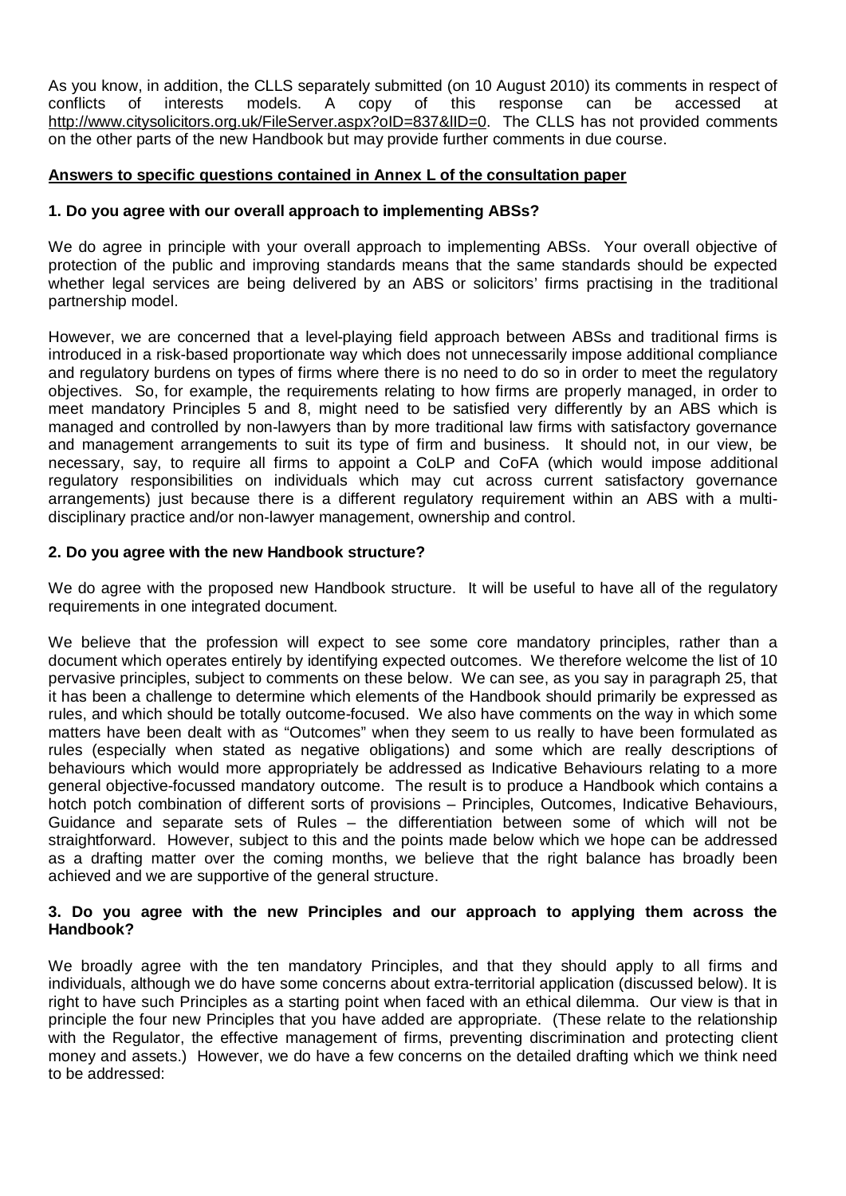As you know, in addition, the CLLS separately submitted (on 10 August 2010) its comments in respect of conflicts of interests models. A copy of this response can be accessed at http://www.citysolicitors.org.uk/FileServer.aspx?oID=837&lID=0. The CLLS has not provided comments on the other parts of the new Handbook but may provide further comments in due course.

**Answers to specific questions contained in Annex L of the consultation paper**

**1. Do you agree with our overall approach to implementing ABSs?**

We do agree in principle with your overall approach to implementing ABSs. Your overall objective of protection of the public and improving standards means that the same standards should be expected whether legal services are being delivered by an ABS or solicitors' firms practising in the traditional partnership model.

However, we are concerned that a level-playing field approach between ABSs and traditional firms is introduced in a risk-based proportionate way which does not unnecessarily impose additional compliance and regulatory burdens on types of firms where there is no need to do so in order to meet the regulatory objectives. So, for example, the requirements relating to how firms are properly managed, in order to meet mandatory Principles 5 and 8, might need to be satisfied very differently by an ABS which is managed and controlled by non-lawyers than by more traditional law firms with satisfactory governance and management arrangements to suit its type of firm and business. It should not, in our view, be necessary, say, to require all firms to appoint a CoLP and CoFA (which would impose additional regulatory responsibilities on individuals which may cut across current satisfactory governance arrangements) just because there is a different regulatory requirement within an ABS with a multi-disciplinary practice and/or non-lawyer management, ownership and control.

**2. Do you agree with the new Handbook structure?**

We do agree with the proposed new Handbook structure. It will be useful to have all of the regulatory requirements in one integrated document.

We believe that the profession will expect to see some core mandatory principles, rather than a document which operates entirely by identifying expected outcomes. We therefore welcome the list of 10 pervasive principles, subject to comments on these below. We can see, as you say in paragraph 25, that it has been a challenge to determine which elements of the Handbook should primarily be expressed as rules, and which should be totally outcome-focused. We also have comments on the way in which some matters have been dealt with as "Outcomes" when they seem to us really to have been formulated as rules (especially when stated as negative obligations) and some which are really descriptions of behaviours which would more appropriately be addressed as Indicative Behaviours relating to a more general objective-focussed mandatory outcome. The result is to produce a Handbook which contains a hotch potch combination of different sorts of provisions – Principles, Outcomes, Indicative Behaviours, Guidance and separate sets of Rules – the differentiation between some of which will not be straightforward. However, subject to this and the points made below which we hope can be addressed as a drafting matter over the coming months, we believe that the right balance has broadly been achieved and we are supportive of the general structure.

**3. Do you agree with the new Principles and our approach to applying them across the Handbook?**

We broadly agree with the ten mandatory Principles, and that they should apply to all firms and individuals, although we do have some concerns about extra-territorial application (discussed below). It is right to have such Principles as a starting point when faced with an ethical dilemma. Our view is that in principle the four new Principles that you have added are appropriate. (These relate to the relationship with the Regulator, the effective management of firms, preventing discrimination and protecting client money and assets.) However, we do have a few concerns on the detailed drafting which we think need to be addressed: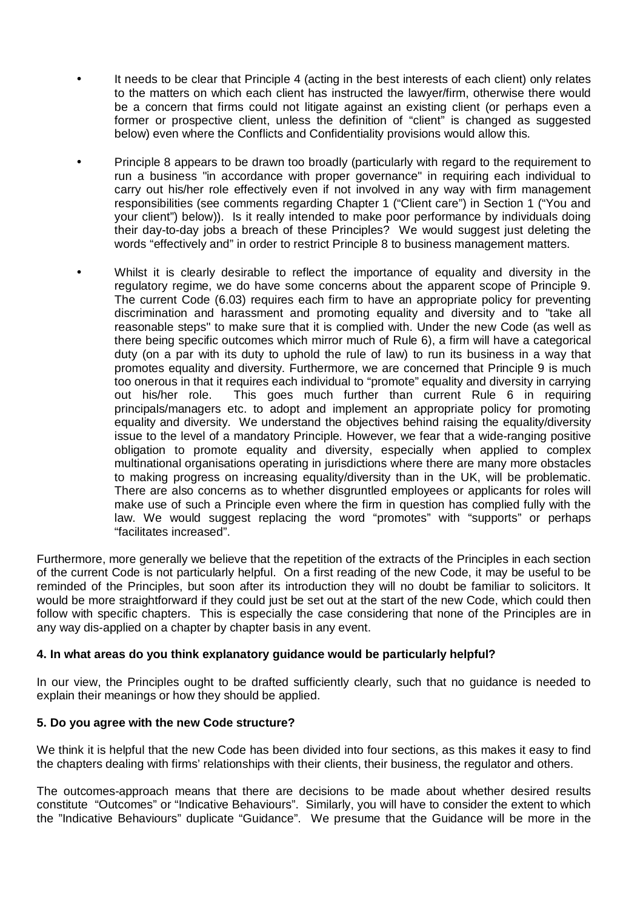- It needs to be clear that Principle 4 (acting in the best interests of each client) only relates to the matters on which each client has instructed the lawyer/firm, otherwise there would be a concern that firms could not litigate against an existing client (or perhaps even a former or prospective client, unless the definition of "client" is changed as suggested below) even where the Conflicts and Confidentiality provisions would allow this.

- Principle 8 appears to be drawn too broadly (particularly with regard to the requirement to run a business "in accordance with proper governance" in requiring each individual to carry out his/her role effectively even if not involved in any way with firm management responsibilities (see comments regarding Chapter 1 ("Client care") in Section 1 ("You and your client") below)). Is it really intended to make poor performance by individuals doing their day-to-day jobs a breach of these Principles? We would suggest just deleting the words "effectively and" in order to restrict Principle 8 to business management matters.

- Whilst it is clearly desirable to reflect the importance of equality and diversity in the regulatory regime, we do have some concerns about the apparent scope of Principle 9. The current Code (6.03) requires each firm to have an appropriate policy for preventing discrimination and harassment and promoting equality and diversity and to "take all reasonable steps" to make sure that it is complied with. Under the new Code (as well as there being specific outcomes which mirror much of Rule 6), a firm will have a categorical duty (on a par with its duty to uphold the rule of law) to run its business in a way that promotes equality and diversity. Furthermore, we are concerned that Principle 9 is much too onerous in that it requires each individual to "promote" equality and diversity in carrying out his/her role. This goes much further than current Rule 6 in requiring principals/managers etc. to adopt and implement an appropriate policy for promoting equality and diversity. We understand the objectives behind raising the equality/diversity issue to the level of a mandatory Principle. However, we fear that a wide-ranging positive obligation to promote equality and diversity, especially when applied to complex multinational organisations operating in jurisdictions where there are many more obstacles to making progress on increasing equality/diversity than in the UK, will be problematic. There are also concerns as to whether disgruntled employees or applicants for roles will make use of such a Principle even where the firm in question has complied fully with the law. We would suggest replacing the word "promotes" with "supports" or perhaps "facilitates increased".

Furthermore, more generally we believe that the repetition of the extracts of the Principles in each section of the current Code is not particularly helpful. On a first reading of the new Code, it may be useful to be reminded of the Principles, but soon after its introduction they will no doubt be familiar to solicitors. It would be more straightforward if they could just be set out at the start of the new Code, which could then follow with specific chapters. This is especially the case considering that none of the Principles are in any way dis-applied on a chapter by chapter basis in any event.

**4. In what areas do you think explanatory guidance would be particularly helpful?**

In our view, the Principles ought to be drafted sufficiently clearly, such that no guidance is needed to explain their meanings or how they should be applied.

**5. Do you agree with the new Code structure?**

We think it is helpful that the new Code has been divided into four sections, as this makes it easy to find the chapters dealing with firms' relationships with their clients, their business, the regulator and others.

The outcomes-approach means that there are decisions to be made about whether desired results constitute "Outcomes" or "Indicative Behaviours". Similarly, you will have to consider the extent to which the "Indicative Behaviours" duplicate "Guidance". We presume that the Guidance will be more in the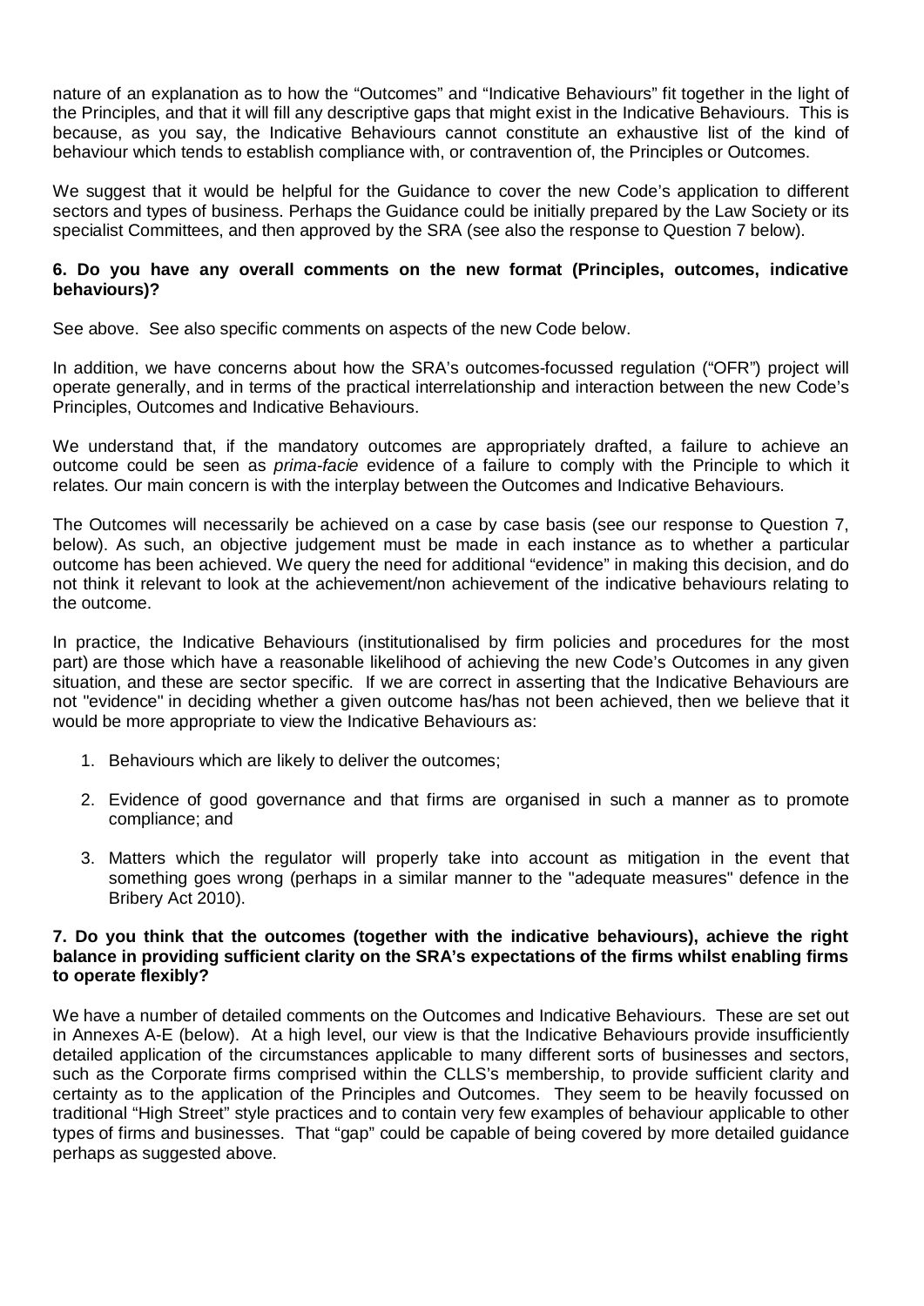nature of an explanation as to how the "Outcomes" and "Indicative Behaviours" fit together in the light of the Principles, and that it will fill any descriptive gaps that might exist in the Indicative Behaviours. This is because, as you say, the Indicative Behaviours cannot constitute an exhaustive list of the kind of behaviour which tends to establish compliance with, or contravention of, the Principles or Outcomes.

We suggest that it would be helpful for the Guidance to cover the new Code's application to different sectors and types of business. Perhaps the Guidance could be initially prepared by the Law Society or its specialist Committees, and then approved by the SRA (see also the response to Question 7 below).

**6. Do you have any overall comments on the new format (Principles, outcomes, indicative behaviours)?**

See above. See also specific comments on aspects of the new Code below.

In addition, we have concerns about how the SRA's outcomes-focussed regulation ("OFR") project will operate generally, and in terms of the practical interrelationship and interaction between the new Code's Principles, Outcomes and Indicative Behaviours.

We understand that, if the mandatory outcomes are appropriately drafted, a failure to achieve an outcome could be seen as *prima-facie* evidence of a failure to comply with the Principle to which it relates. Our main concern is with the interplay between the Outcomes and Indicative Behaviours.

The Outcomes will necessarily be achieved on a case by case basis (see our response to Question 7, below). As such, an objective judgement must be made in each instance as to whether a particular outcome has been achieved. We query the need for additional "evidence" in making this decision, and do not think it relevant to look at the achievement/non achievement of the indicative behaviours relating to the outcome.

In practice, the Indicative Behaviours (institutionalised by firm policies and procedures for the most part) are those which have a reasonable likelihood of achieving the new Code's Outcomes in any given situation, and these are sector specific. If we are correct in asserting that the Indicative Behaviours are not "evidence" in deciding whether a given outcome has/has not been achieved, then we believe that it would be more appropriate to view the Indicative Behaviours as:

1. Behaviours which are likely to deliver the outcomes;
2. Evidence of good governance and that firms are organised in such a manner as to promote compliance; and
3. Matters which the regulator will properly take into account as mitigation in the event that something goes wrong (perhaps in a similar manner to the "adequate measures" defence in the Bribery Act 2010).

**7. Do you think that the outcomes (together with the indicative behaviours), achieve the right balance in providing sufficient clarity on the SRA's expectations of the firms whilst enabling firms to operate flexibly?**

We have a number of detailed comments on the Outcomes and Indicative Behaviours. These are set out in Annexes A-E (below). At a high level, our view is that the Indicative Behaviours provide insufficiently detailed application of the circumstances applicable to many different sorts of businesses and sectors, such as the Corporate firms comprised within the CLLS's membership, to provide sufficient clarity and certainty as to the application of the Principles and Outcomes. They seem to be heavily focussed on traditional "High Street" style practices and to contain very few examples of behaviour applicable to other types of firms and businesses. That "gap" could be capable of being covered by more detailed guidance perhaps as suggested above.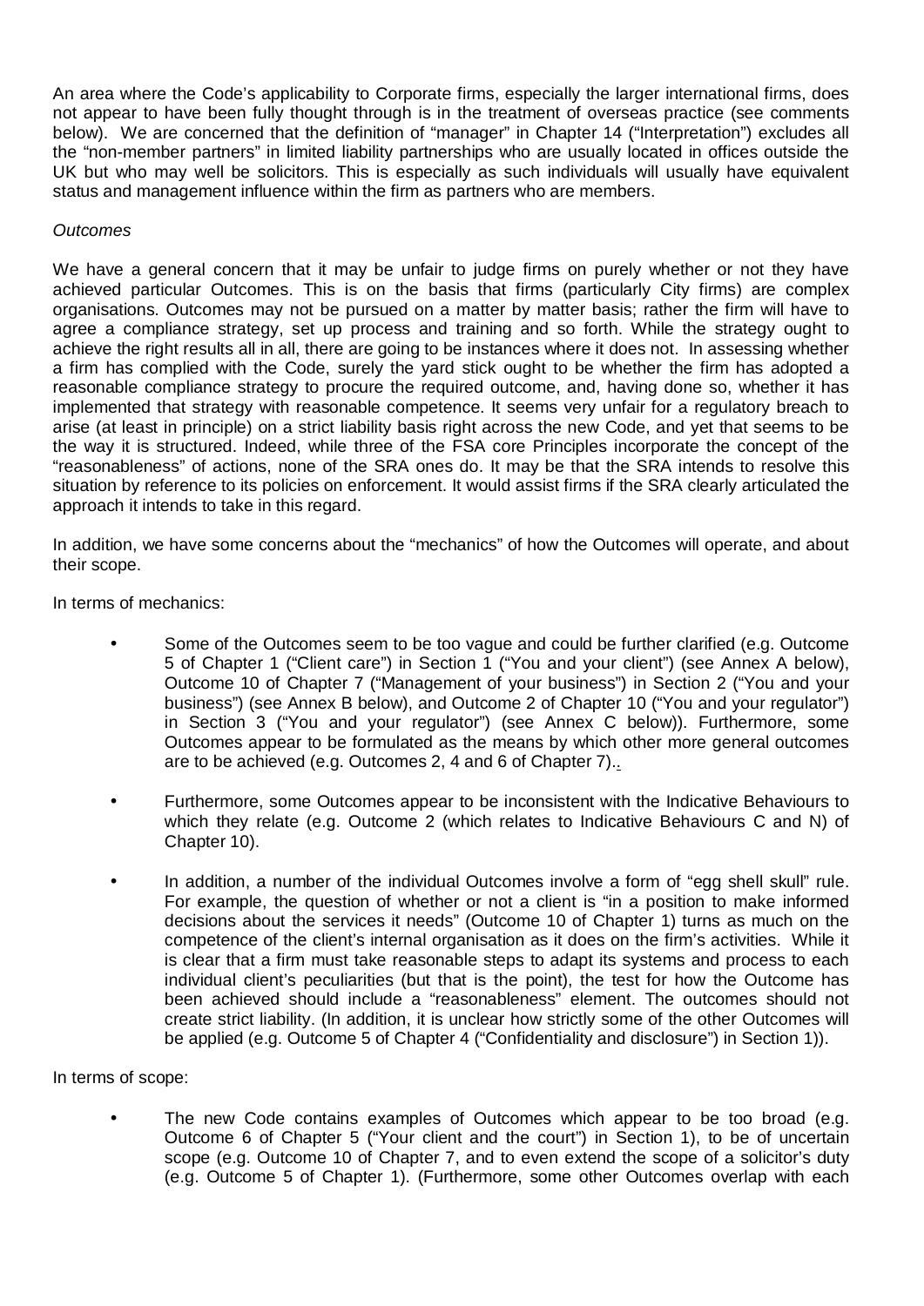An area where the Code's applicability to Corporate firms, especially the larger international firms, does not appear to have been fully thought through is in the treatment of overseas practice (see comments below). We are concerned that the definition of "manager" in Chapter 14 ("Interpretation") excludes all the "non-member partners" in limited liability partnerships who are usually located in offices outside the UK but who may well be solicitors. This is especially as such individuals will usually have equivalent status and management influence within the firm as partners who are members.

*Outcomes*

We have a general concern that it may be unfair to judge firms on purely whether or not they have achieved particular Outcomes. This is on the basis that firms (particularly City firms) are complex organisations. Outcomes may not be pursued on a matter by matter basis; rather the firm will have to agree a compliance strategy, set up process and training and so forth. While the strategy ought to achieve the right results all in all, there are going to be instances where it does not. In assessing whether a firm has complied with the Code, surely the yard stick ought to be whether the firm has adopted a reasonable compliance strategy to procure the required outcome, and, having done so, whether it has implemented that strategy with reasonable competence. It seems very unfair for a regulatory breach to arise (at least in principle) on a strict liability basis right across the new Code, and yet that seems to be the way it is structured. Indeed, while three of the FSA core Principles incorporate the concept of the "reasonableness" of actions, none of the SRA ones do. It may be that the SRA intends to resolve this situation by reference to its policies on enforcement. It would assist firms if the SRA clearly articulated the approach it intends to take in this regard.

In addition, we have some concerns about the "mechanics" of how the Outcomes will operate, and about their scope.

In terms of mechanics:

- Some of the Outcomes seem to be too vague and could be further clarified (e.g. Outcome 5 of Chapter 1 ("Client care") in Section 1 ("You and your client") (see Annex A below), Outcome 10 of Chapter 7 ("Management of your business") in Section 2 ("You and your business") (see Annex B below), and Outcome 2 of Chapter 10 ("You and your regulator") in Section 3 ("You and your regulator") (see Annex C below)). Furthermore, some Outcomes appear to be formulated as the means by which other more general outcomes are to be achieved (e.g. Outcomes 2, 4 and 6 of Chapter 7)..
- Furthermore, some Outcomes appear to be inconsistent with the Indicative Behaviours to which they relate (e.g. Outcome 2 (which relates to Indicative Behaviours C and N) of Chapter 10).
- In addition, a number of the individual Outcomes involve a form of "egg shell skull" rule. For example, the question of whether or not a client is "in a position to make informed decisions about the services it needs" (Outcome 10 of Chapter 1) turns as much on the competence of the client's internal organisation as it does on the firm's activities. While it is clear that a firm must take reasonable steps to adapt its systems and process to each individual client's peculiarities (but that is the point), the test for how the Outcome has been achieved should include a "reasonableness" element. The outcomes should not create strict liability. (In addition, it is unclear how strictly some of the other Outcomes will be applied (e.g. Outcome 5 of Chapter 4 ("Confidentiality and disclosure") in Section 1)).

In terms of scope:

- The new Code contains examples of Outcomes which appear to be too broad (e.g. Outcome 6 of Chapter 5 ("Your client and the court") in Section 1), to be of uncertain scope (e.g. Outcome 10 of Chapter 7, and to even extend the scope of a solicitor's duty (e.g. Outcome 5 of Chapter 1). (Furthermore, some other Outcomes overlap with each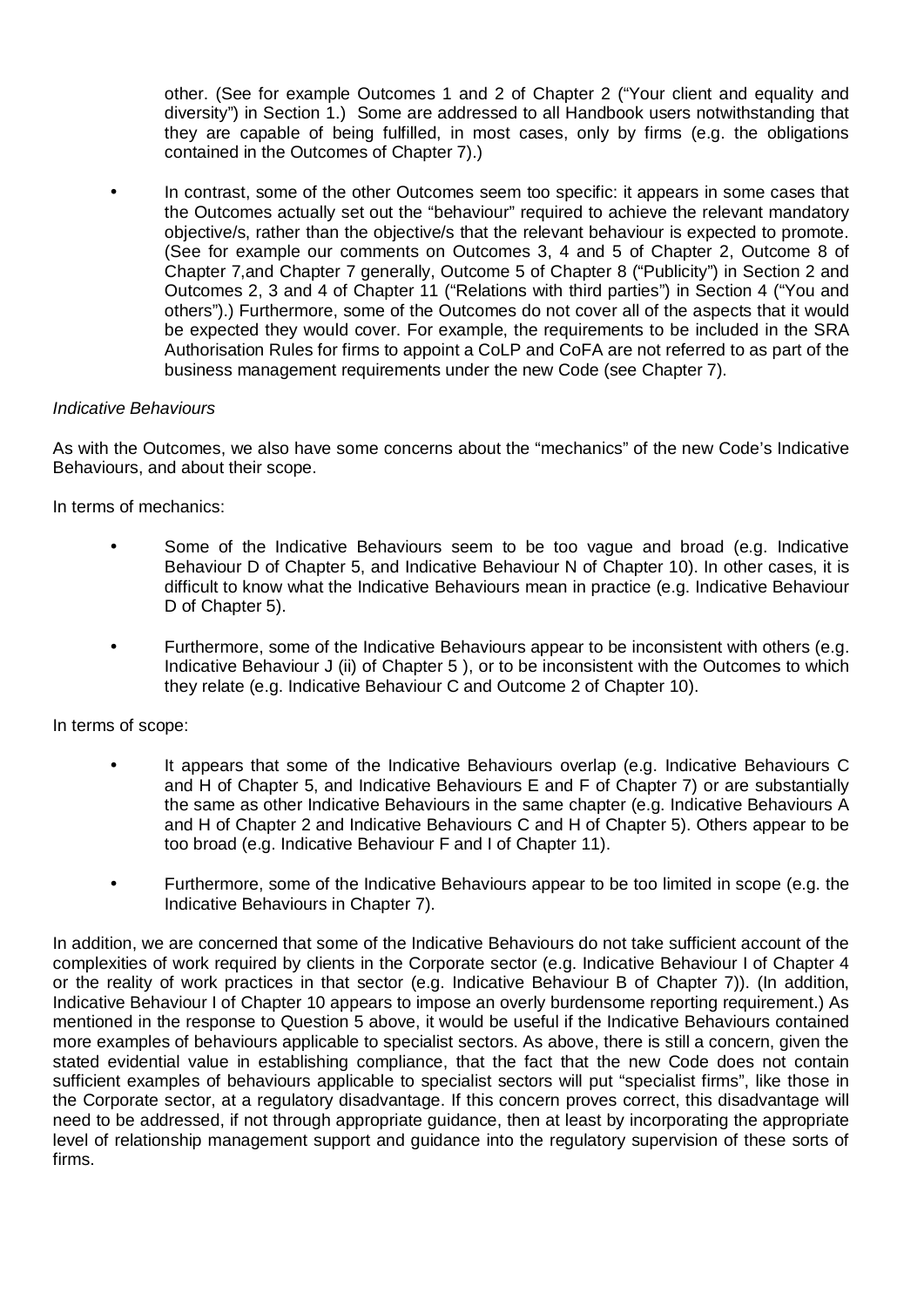other. (See for example Outcomes 1 and 2 of Chapter 2 ("Your client and equality and diversity") in Section 1.) Some are addressed to all Handbook users notwithstanding that they are capable of being fulfilled, in most cases, only by firms (e.g. the obligations contained in the Outcomes of Chapter 7).)

- In contrast, some of the other Outcomes seem too specific: it appears in some cases that the Outcomes actually set out the "behaviour" required to achieve the relevant mandatory objective/s, rather than the objective/s that the relevant behaviour is expected to promote. (See for example our comments on Outcomes 3, 4 and 5 of Chapter 2, Outcome 8 of Chapter 7,and Chapter 7 generally, Outcome 5 of Chapter 8 ("Publicity") in Section 2 and Outcomes 2, 3 and 4 of Chapter 11 ("Relations with third parties") in Section 4 ("You and others").) Furthermore, some of the Outcomes do not cover all of the aspects that it would be expected they would cover. For example, the requirements to be included in the SRA Authorisation Rules for firms to appoint a CoLP and CoFA are not referred to as part of the business management requirements under the new Code (see Chapter 7).

*Indicative Behaviours*

As with the Outcomes, we also have some concerns about the "mechanics" of the new Code's Indicative Behaviours, and about their scope.

In terms of mechanics:

- Some of the Indicative Behaviours seem to be too vague and broad (e.g. Indicative Behaviour D of Chapter 5, and Indicative Behaviour N of Chapter 10). In other cases, it is difficult to know what the Indicative Behaviours mean in practice (e.g. Indicative Behaviour D of Chapter 5).

- Furthermore, some of the Indicative Behaviours appear to be inconsistent with others (e.g. Indicative Behaviour J (ii) of Chapter 5 ), or to be inconsistent with the Outcomes to which they relate (e.g. Indicative Behaviour C and Outcome 2 of Chapter 10).

In terms of scope:

- It appears that some of the Indicative Behaviours overlap (e.g. Indicative Behaviours C and H of Chapter 5, and Indicative Behaviours E and F of Chapter 7) or are substantially the same as other Indicative Behaviours in the same chapter (e.g. Indicative Behaviours A and H of Chapter 2 and Indicative Behaviours C and H of Chapter 5). Others appear to be too broad (e.g. Indicative Behaviour F and I of Chapter 11).

- Furthermore, some of the Indicative Behaviours appear to be too limited in scope (e.g. the Indicative Behaviours in Chapter 7).

In addition, we are concerned that some of the Indicative Behaviours do not take sufficient account of the complexities of work required by clients in the Corporate sector (e.g. Indicative Behaviour I of Chapter 4 or the reality of work practices in that sector (e.g. Indicative Behaviour B of Chapter 7)). (In addition, Indicative Behaviour I of Chapter 10 appears to impose an overly burdensome reporting requirement.) As mentioned in the response to Question 5 above, it would be useful if the Indicative Behaviours contained more examples of behaviours applicable to specialist sectors. As above, there is still a concern, given the stated evidential value in establishing compliance, that the fact that the new Code does not contain sufficient examples of behaviours applicable to specialist sectors will put "specialist firms", like those in the Corporate sector, at a regulatory disadvantage. If this concern proves correct, this disadvantage will need to be addressed, if not through appropriate guidance, then at least by incorporating the appropriate level of relationship management support and guidance into the regulatory supervision of these sorts of firms.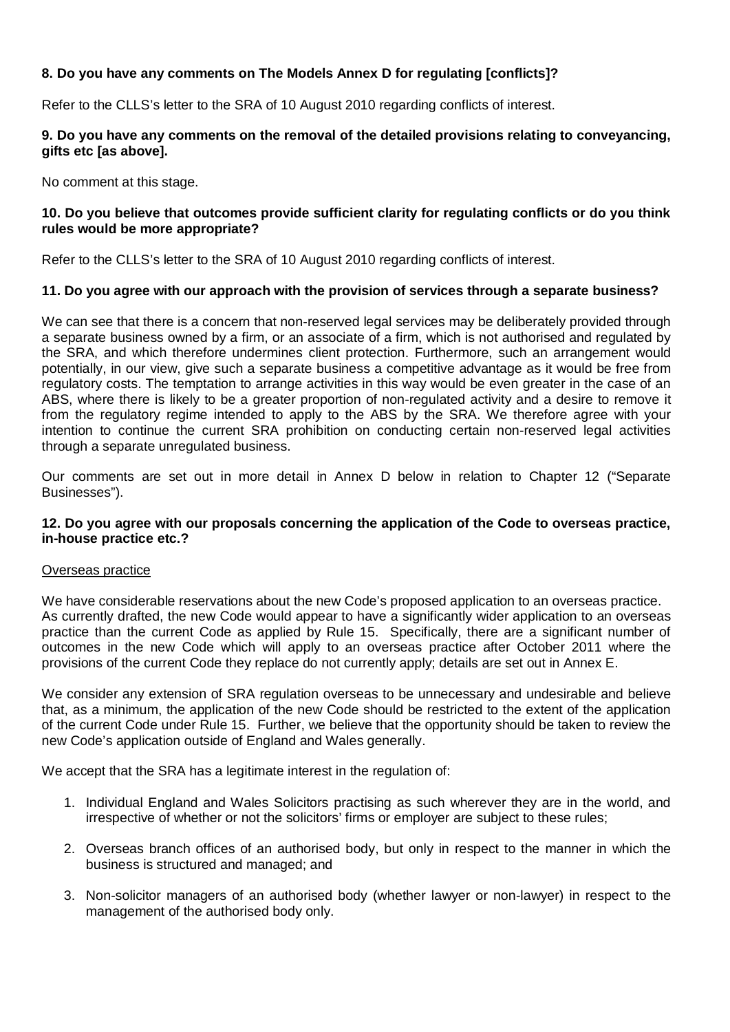**8. Do you have any comments on The Models Annex D for regulating [conflicts]?**

Refer to the CLLS's letter to the SRA of 10 August 2010 regarding conflicts of interest.

**9. Do you have any comments on the removal of the detailed provisions relating to conveyancing, gifts etc [as above].**

No comment at this stage.

**10. Do you believe that outcomes provide sufficient clarity for regulating conflicts or do you think rules would be more appropriate?**

Refer to the CLLS's letter to the SRA of 10 August 2010 regarding conflicts of interest.

**11. Do you agree with our approach with the provision of services through a separate business?**

We can see that there is a concern that non-reserved legal services may be deliberately provided through a separate business owned by a firm, or an associate of a firm, which is not authorised and regulated by the SRA, and which therefore undermines client protection. Furthermore, such an arrangement would potentially, in our view, give such a separate business a competitive advantage as it would be free from regulatory costs. The temptation to arrange activities in this way would be even greater in the case of an ABS, where there is likely to be a greater proportion of non-regulated activity and a desire to remove it from the regulatory regime intended to apply to the ABS by the SRA. We therefore agree with your intention to continue the current SRA prohibition on conducting certain non-reserved legal activities through a separate unregulated business.

Our comments are set out in more detail in Annex D below in relation to Chapter 12 ("Separate Businesses").

**12. Do you agree with our proposals concerning the application of the Code to overseas practice, in-house practice etc.?**

Overseas practice

We have considerable reservations about the new Code's proposed application to an overseas practice. As currently drafted, the new Code would appear to have a significantly wider application to an overseas practice than the current Code as applied by Rule 15. Specifically, there are a significant number of outcomes in the new Code which will apply to an overseas practice after October 2011 where the provisions of the current Code they replace do not currently apply; details are set out in Annex E.

We consider any extension of SRA regulation overseas to be unnecessary and undesirable and believe that, as a minimum, the application of the new Code should be restricted to the extent of the application of the current Code under Rule 15. Further, we believe that the opportunity should be taken to review the new Code's application outside of England and Wales generally.

We accept that the SRA has a legitimate interest in the regulation of:

1. Individual England and Wales Solicitors practising as such wherever they are in the world, and irrespective of whether or not the solicitors' firms or employer are subject to these rules;
2. Overseas branch offices of an authorised body, but only in respect to the manner in which the business is structured and managed; and
3. Non-solicitor managers of an authorised body (whether lawyer or non-lawyer) in respect to the management of the authorised body only.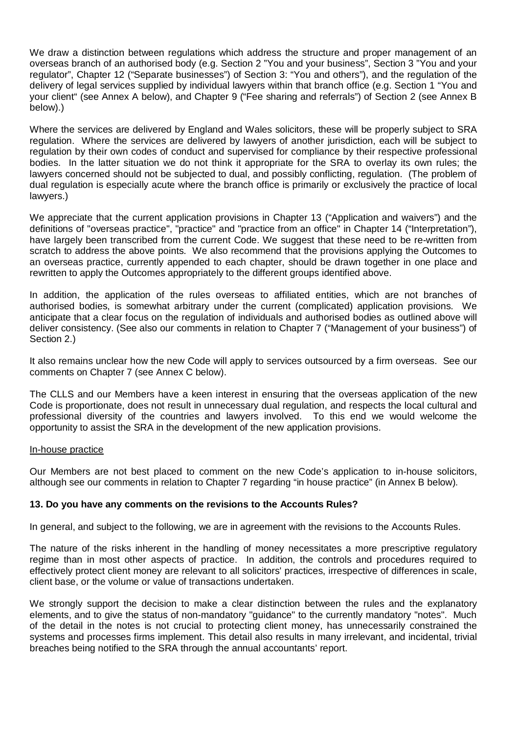We draw a distinction between regulations which address the structure and proper management of an overseas branch of an authorised body (e.g. Section 2 "You and your business", Section 3 "You and your regulator", Chapter 12 ("Separate businesses") of Section 3: "You and others"), and the regulation of the delivery of legal services supplied by individual lawyers within that branch office (e.g. Section 1 "You and your client" (see Annex A below), and Chapter 9 ("Fee sharing and referrals") of Section 2 (see Annex B below).)

Where the services are delivered by England and Wales solicitors, these will be properly subject to SRA regulation. Where the services are delivered by lawyers of another jurisdiction, each will be subject to regulation by their own codes of conduct and supervised for compliance by their respective professional bodies. In the latter situation we do not think it appropriate for the SRA to overlay its own rules; the lawyers concerned should not be subjected to dual, and possibly conflicting, regulation. (The problem of dual regulation is especially acute where the branch office is primarily or exclusively the practice of local lawyers.)

We appreciate that the current application provisions in Chapter 13 ("Application and waivers") and the definitions of "overseas practice", "practice" and "practice from an office" in Chapter 14 ("Interpretation"), have largely been transcribed from the current Code. We suggest that these need to be re-written from scratch to address the above points. We also recommend that the provisions applying the Outcomes to an overseas practice, currently appended to each chapter, should be drawn together in one place and rewritten to apply the Outcomes appropriately to the different groups identified above.

In addition, the application of the rules overseas to affiliated entities, which are not branches of authorised bodies, is somewhat arbitrary under the current (complicated) application provisions. We anticipate that a clear focus on the regulation of individuals and authorised bodies as outlined above will deliver consistency. (See also our comments in relation to Chapter 7 ("Management of your business") of Section 2.)

It also remains unclear how the new Code will apply to services outsourced by a firm overseas. See our comments on Chapter 7 (see Annex C below).

The CLLS and our Members have a keen interest in ensuring that the overseas application of the new Code is proportionate, does not result in unnecessary dual regulation, and respects the local cultural and professional diversity of the countries and lawyers involved. To this end we would welcome the opportunity to assist the SRA in the development of the new application provisions.

In-house practice

Our Members are not best placed to comment on the new Code's application to in-house solicitors, although see our comments in relation to Chapter 7 regarding "in house practice" (in Annex B below).

**13. Do you have any comments on the revisions to the Accounts Rules?**

In general, and subject to the following, we are in agreement with the revisions to the Accounts Rules.

The nature of the risks inherent in the handling of money necessitates a more prescriptive regulatory regime than in most other aspects of practice. In addition, the controls and procedures required to effectively protect client money are relevant to all solicitors' practices, irrespective of differences in scale, client base, or the volume or value of transactions undertaken.

We strongly support the decision to make a clear distinction between the rules and the explanatory elements, and to give the status of non-mandatory "guidance" to the currently mandatory "notes". Much of the detail in the notes is not crucial to protecting client money, has unnecessarily constrained the systems and processes firms implement. This detail also results in many irrelevant, and incidental, trivial breaches being notified to the SRA through the annual accountants' report.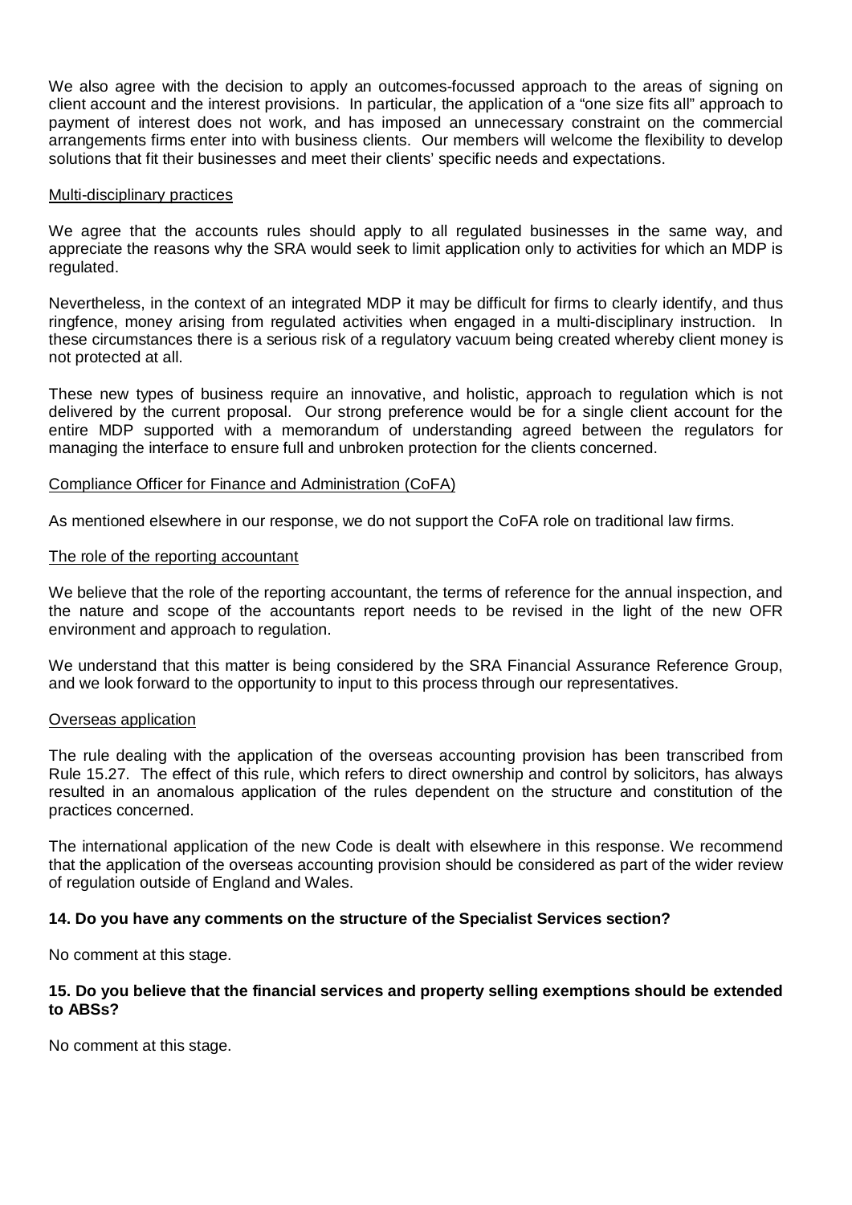We also agree with the decision to apply an outcomes-focussed approach to the areas of signing on client account and the interest provisions. In particular, the application of a "one size fits all" approach to payment of interest does not work, and has imposed an unnecessary constraint on the commercial arrangements firms enter into with business clients. Our members will welcome the flexibility to develop solutions that fit their businesses and meet their clients' specific needs and expectations.

Multi-disciplinary practices

We agree that the accounts rules should apply to all regulated businesses in the same way, and appreciate the reasons why the SRA would seek to limit application only to activities for which an MDP is regulated.

Nevertheless, in the context of an integrated MDP it may be difficult for firms to clearly identify, and thus ringfence, money arising from regulated activities when engaged in a multi-disciplinary instruction. In these circumstances there is a serious risk of a regulatory vacuum being created whereby client money is not protected at all.

These new types of business require an innovative, and holistic, approach to regulation which is not delivered by the current proposal. Our strong preference would be for a single client account for the entire MDP supported with a memorandum of understanding agreed between the regulators for managing the interface to ensure full and unbroken protection for the clients concerned.

Compliance Officer for Finance and Administration (CoFA)

As mentioned elsewhere in our response, we do not support the CoFA role on traditional law firms.

The role of the reporting accountant

We believe that the role of the reporting accountant, the terms of reference for the annual inspection, and the nature and scope of the accountants report needs to be revised in the light of the new OFR environment and approach to regulation.

We understand that this matter is being considered by the SRA Financial Assurance Reference Group, and we look forward to the opportunity to input to this process through our representatives.

Overseas application

The rule dealing with the application of the overseas accounting provision has been transcribed from Rule 15.27. The effect of this rule, which refers to direct ownership and control by solicitors, has always resulted in an anomalous application of the rules dependent on the structure and constitution of the practices concerned.

The international application of the new Code is dealt with elsewhere in this response. We recommend that the application of the overseas accounting provision should be considered as part of the wider review of regulation outside of England and Wales.

**14. Do you have any comments on the structure of the Specialist Services section?**

No comment at this stage.

**15. Do you believe that the financial services and property selling exemptions should be extended to ABSs?**

No comment at this stage.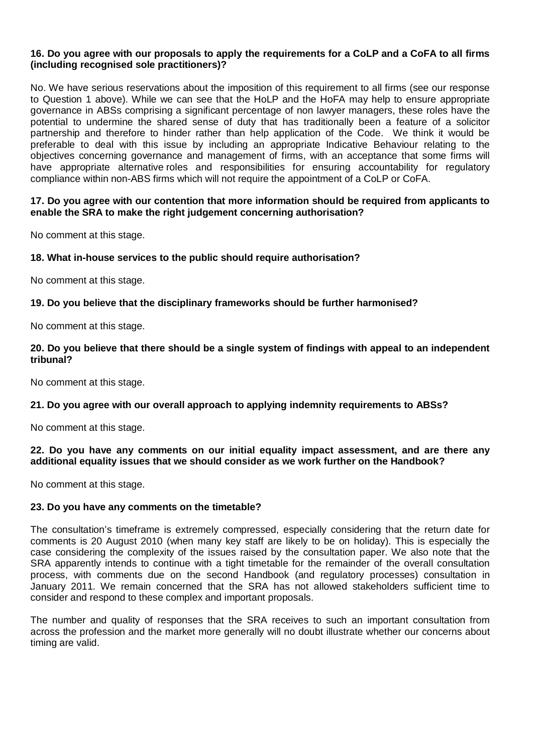**16. Do you agree with our proposals to apply the requirements for a CoLP and a CoFA to all firms (including recognised sole practitioners)?**

No. We have serious reservations about the imposition of this requirement to all firms (see our response to Question 1 above). While we can see that the HoLP and the HoFA may help to ensure appropriate governance in ABSs comprising a significant percentage of non lawyer managers, these roles have the potential to undermine the shared sense of duty that has traditionally been a feature of a solicitor partnership and therefore to hinder rather than help application of the Code. We think it would be preferable to deal with this issue by including an appropriate Indicative Behaviour relating to the objectives concerning governance and management of firms, with an acceptance that some firms will have appropriate alternative roles and responsibilities for ensuring accountability for regulatory compliance within non-ABS firms which will not require the appointment of a CoLP or CoFA.

**17. Do you agree with our contention that more information should be required from applicants to enable the SRA to make the right judgement concerning authorisation?**

No comment at this stage.

**18. What in-house services to the public should require authorisation?**

No comment at this stage.

**19. Do you believe that the disciplinary frameworks should be further harmonised?**

No comment at this stage.

**20. Do you believe that there should be a single system of findings with appeal to an independent tribunal?**

No comment at this stage.

**21. Do you agree with our overall approach to applying indemnity requirements to ABSs?**

No comment at this stage.

**22. Do you have any comments on our initial equality impact assessment, and are there any additional equality issues that we should consider as we work further on the Handbook?**

No comment at this stage.

**23. Do you have any comments on the timetable?**

The consultation's timeframe is extremely compressed, especially considering that the return date for comments is 20 August 2010 (when many key staff are likely to be on holiday). This is especially the case considering the complexity of the issues raised by the consultation paper. We also note that the SRA apparently intends to continue with a tight timetable for the remainder of the overall consultation process, with comments due on the second Handbook (and regulatory processes) consultation in January 2011. We remain concerned that the SRA has not allowed stakeholders sufficient time to consider and respond to these complex and important proposals.

The number and quality of responses that the SRA receives to such an important consultation from across the profession and the market more generally will no doubt illustrate whether our concerns about timing are valid.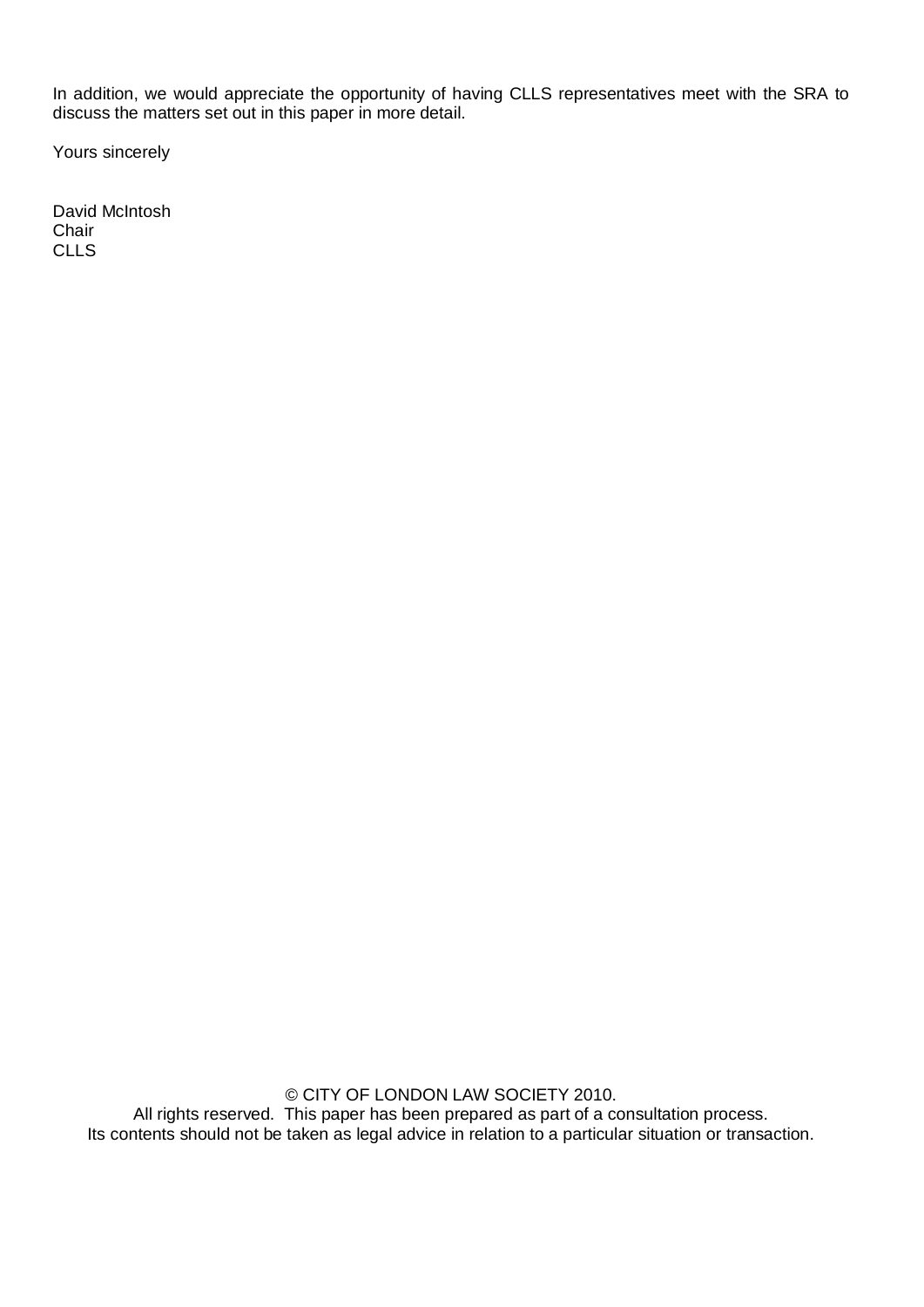In addition, we would appreciate the opportunity of having CLLS representatives meet with the SRA to discuss the matters set out in this paper in more detail.

Yours sincerely

David McIntosh
Chair
CLLS

© CITY OF LONDON LAW SOCIETY 2010.
All rights reserved. This paper has been prepared as part of a consultation process.
Its contents should not be taken as legal advice in relation to a particular situation or transaction.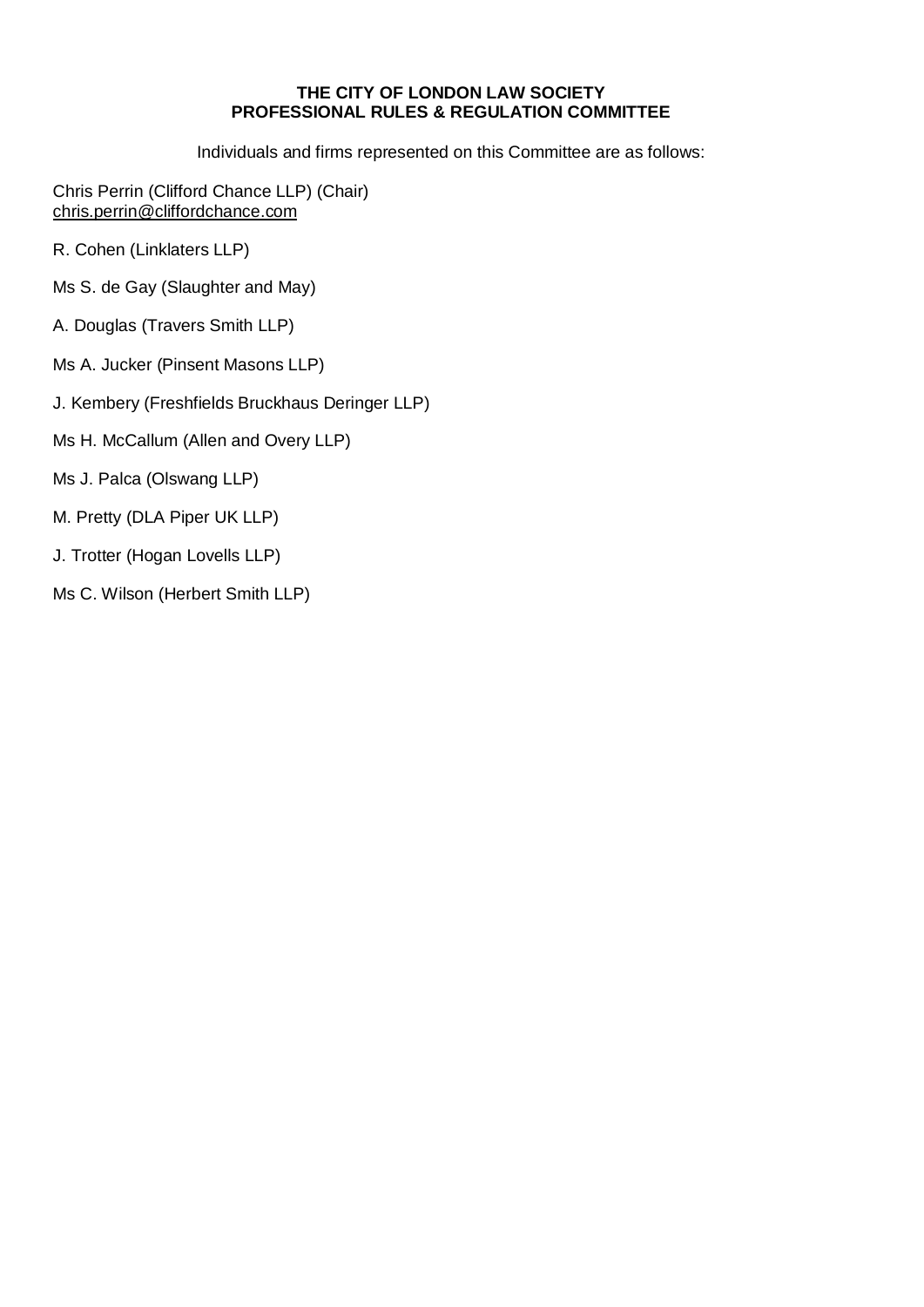**THE CITY OF LONDON LAW SOCIETY**
**PROFESSIONAL RULES & REGULATION COMMITTEE**

Individuals and firms represented on this Committee are as follows:

Chris Perrin (Clifford Chance LLP) (Chair)
chris.perrin@cliffordchance.com

R. Cohen (Linklaters LLP)

Ms S. de Gay (Slaughter and May)

A. Douglas (Travers Smith LLP)

Ms A. Jucker (Pinsent Masons LLP)

J. Kembery (Freshfields Bruckhaus Deringer LLP)

Ms H. McCallum (Allen and Overy LLP)

Ms J. Palca (Olswang LLP)

M. Pretty (DLA Piper UK LLP)

J. Trotter (Hogan Lovells LLP)

Ms C. Wilson (Herbert Smith LLP)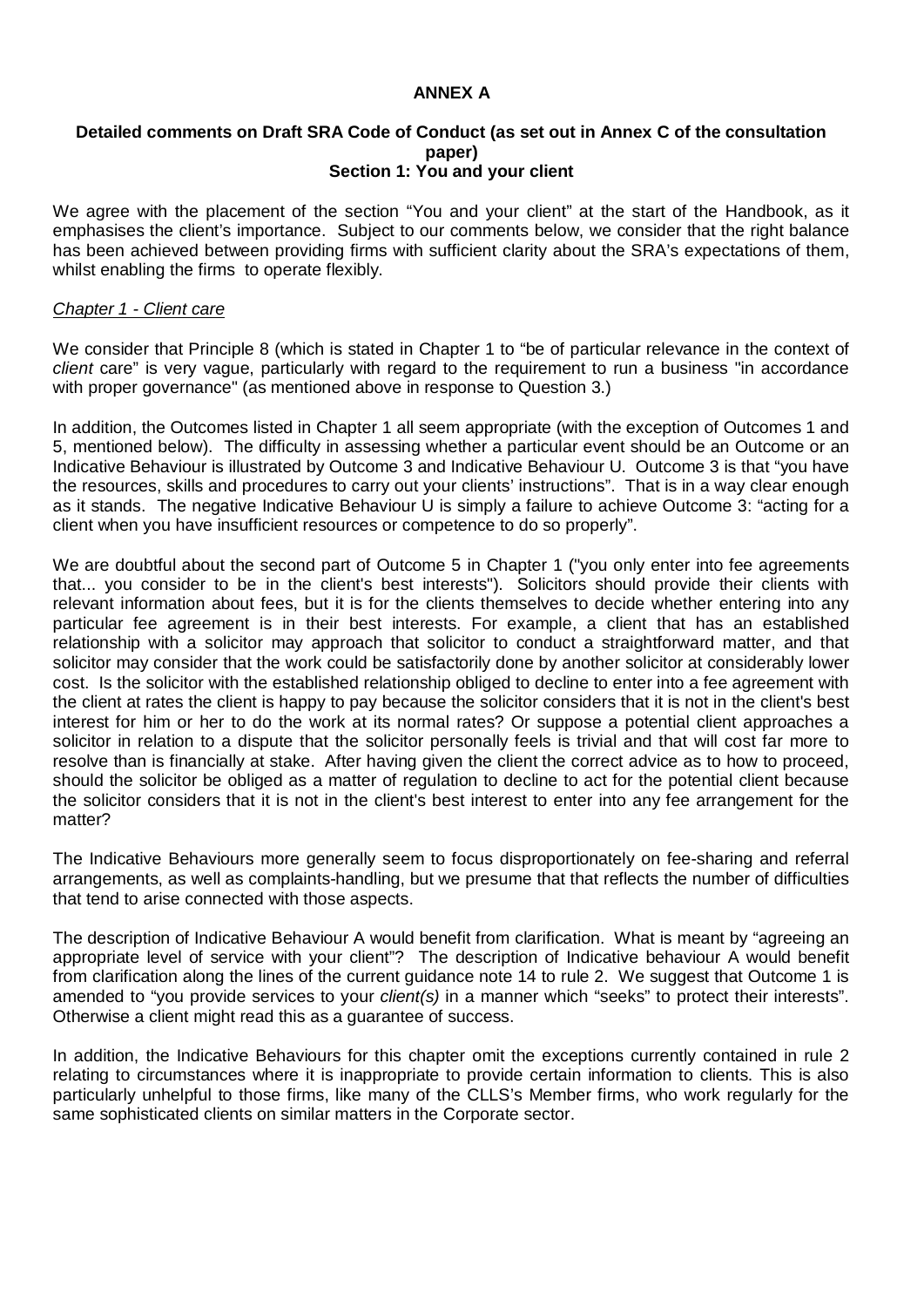**ANNEX A**

**Detailed comments on Draft SRA Code of Conduct (as set out in Annex C of the consultation paper)**
**Section 1: You and your client**

We agree with the placement of the section "You and your client" at the start of the Handbook, as it emphasises the client's importance. Subject to our comments below, we consider that the right balance has been achieved between providing firms with sufficient clarity about the SRA's expectations of them, whilst enabling the firms to operate flexibly.

*Chapter 1 - Client care*

We consider that Principle 8 (which is stated in Chapter 1 to "be of particular relevance in the context of *client* care" is very vague, particularly with regard to the requirement to run a business "in accordance with proper governance" (as mentioned above in response to Question 3.)

In addition, the Outcomes listed in Chapter 1 all seem appropriate (with the exception of Outcomes 1 and 5, mentioned below). The difficulty in assessing whether a particular event should be an Outcome or an Indicative Behaviour is illustrated by Outcome 3 and Indicative Behaviour U. Outcome 3 is that "you have the resources, skills and procedures to carry out your clients' instructions". That is in a way clear enough as it stands. The negative Indicative Behaviour U is simply a failure to achieve Outcome 3: "acting for a client when you have insufficient resources or competence to do so properly".

We are doubtful about the second part of Outcome 5 in Chapter 1 ("you only enter into fee agreements that... you consider to be in the client's best interests"). Solicitors should provide their clients with relevant information about fees, but it is for the clients themselves to decide whether entering into any particular fee agreement is in their best interests. For example, a client that has an established relationship with a solicitor may approach that solicitor to conduct a straightforward matter, and that solicitor may consider that the work could be satisfactorily done by another solicitor at considerably lower cost. Is the solicitor with the established relationship obliged to decline to enter into a fee agreement with the client at rates the client is happy to pay because the solicitor considers that it is not in the client's best interest for him or her to do the work at its normal rates? Or suppose a potential client approaches a solicitor in relation to a dispute that the solicitor personally feels is trivial and that will cost far more to resolve than is financially at stake. After having given the client the correct advice as to how to proceed, should the solicitor be obliged as a matter of regulation to decline to act for the potential client because the solicitor considers that it is not in the client's best interest to enter into any fee arrangement for the matter?

The Indicative Behaviours more generally seem to focus disproportionately on fee-sharing and referral arrangements, as well as complaints-handling, but we presume that that reflects the number of difficulties that tend to arise connected with those aspects.

The description of Indicative Behaviour A would benefit from clarification. What is meant by "agreeing an appropriate level of service with your client"? The description of Indicative behaviour A would benefit from clarification along the lines of the current guidance note 14 to rule 2. We suggest that Outcome 1 is amended to "you provide services to your *client(s)* in a manner which "seeks" to protect their interests". Otherwise a client might read this as a guarantee of success.

In addition, the Indicative Behaviours for this chapter omit the exceptions currently contained in rule 2 relating to circumstances where it is inappropriate to provide certain information to clients. This is also particularly unhelpful to those firms, like many of the CLLS's Member firms, who work regularly for the same sophisticated clients on similar matters in the Corporate sector.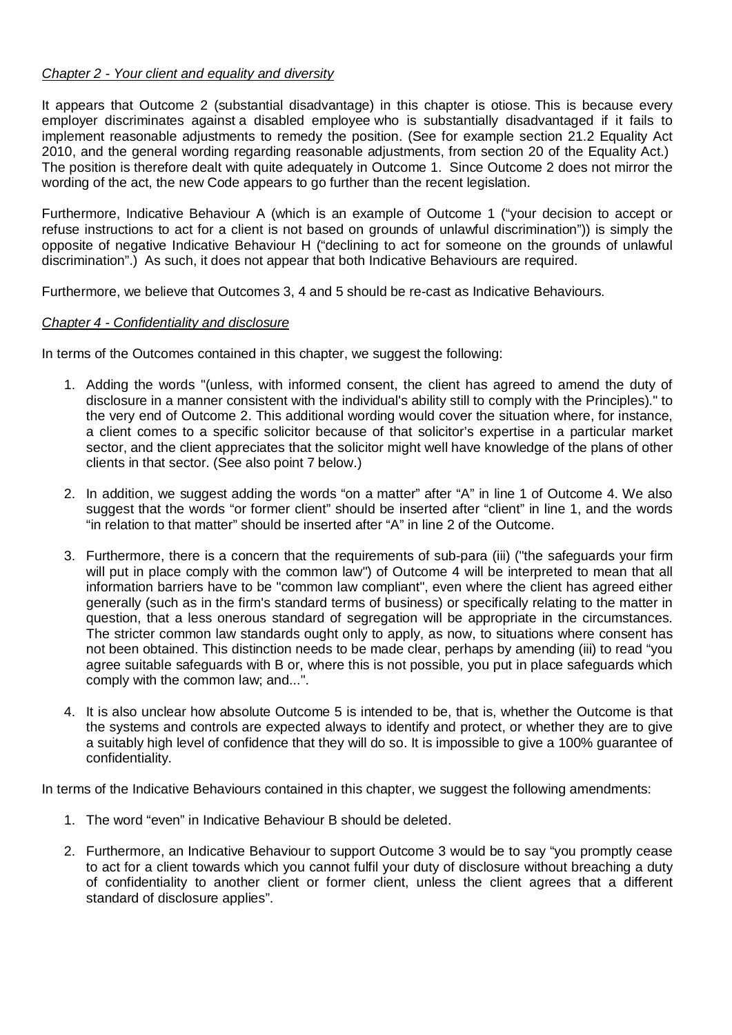*Chapter 2 - Your client and equality and diversity*

It appears that Outcome 2 (substantial disadvantage) in this chapter is otiose. This is because every employer discriminates against a disabled employee who is substantially disadvantaged if it fails to implement reasonable adjustments to remedy the position. (See for example section 21.2 Equality Act 2010, and the general wording regarding reasonable adjustments, from section 20 of the Equality Act.) The position is therefore dealt with quite adequately in Outcome 1. Since Outcome 2 does not mirror the wording of the act, the new Code appears to go further than the recent legislation.

Furthermore, Indicative Behaviour A (which is an example of Outcome 1 ("your decision to accept or refuse instructions to act for a client is not based on grounds of unlawful discrimination")) is simply the opposite of negative Indicative Behaviour H ("declining to act for someone on the grounds of unlawful discrimination".) As such, it does not appear that both Indicative Behaviours are required.

Furthermore, we believe that Outcomes 3, 4 and 5 should be re-cast as Indicative Behaviours.

*Chapter 4 - Confidentiality and disclosure*

In terms of the Outcomes contained in this chapter, we suggest the following:

1. Adding the words "(unless, with informed consent, the client has agreed to amend the duty of disclosure in a manner consistent with the individual's ability still to comply with the Principles)." to the very end of Outcome 2. This additional wording would cover the situation where, for instance, a client comes to a specific solicitor because of that solicitor's expertise in a particular market sector, and the client appreciates that the solicitor might well have knowledge of the plans of other clients in that sector. (See also point 7 below.)

2. In addition, we suggest adding the words "on a matter" after "A" in line 1 of Outcome 4. We also suggest that the words "or former client" should be inserted after "client" in line 1, and the words "in relation to that matter" should be inserted after "A" in line 2 of the Outcome.

3. Furthermore, there is a concern that the requirements of sub-para (iii) ("the safeguards your firm will put in place comply with the common law") of Outcome 4 will be interpreted to mean that all information barriers have to be "common law compliant", even where the client has agreed either generally (such as in the firm's standard terms of business) or specifically relating to the matter in question, that a less onerous standard of segregation will be appropriate in the circumstances. The stricter common law standards ought only to apply, as now, to situations where consent has not been obtained. This distinction needs to be made clear, perhaps by amending (iii) to read "you agree suitable safeguards with B or, where this is not possible, you put in place safeguards which comply with the common law; and...".

4. It is also unclear how absolute Outcome 5 is intended to be, that is, whether the Outcome is that the systems and controls are expected always to identify and protect, or whether they are to give a suitably high level of confidence that they will do so. It is impossible to give a 100% guarantee of confidentiality.

In terms of the Indicative Behaviours contained in this chapter, we suggest the following amendments:

1. The word "even" in Indicative Behaviour B should be deleted.

2. Furthermore, an Indicative Behaviour to support Outcome 3 would be to say "you promptly cease to act for a client towards which you cannot fulfil your duty of disclosure without breaching a duty of confidentiality to another client or former client, unless the client agrees that a different standard of disclosure applies".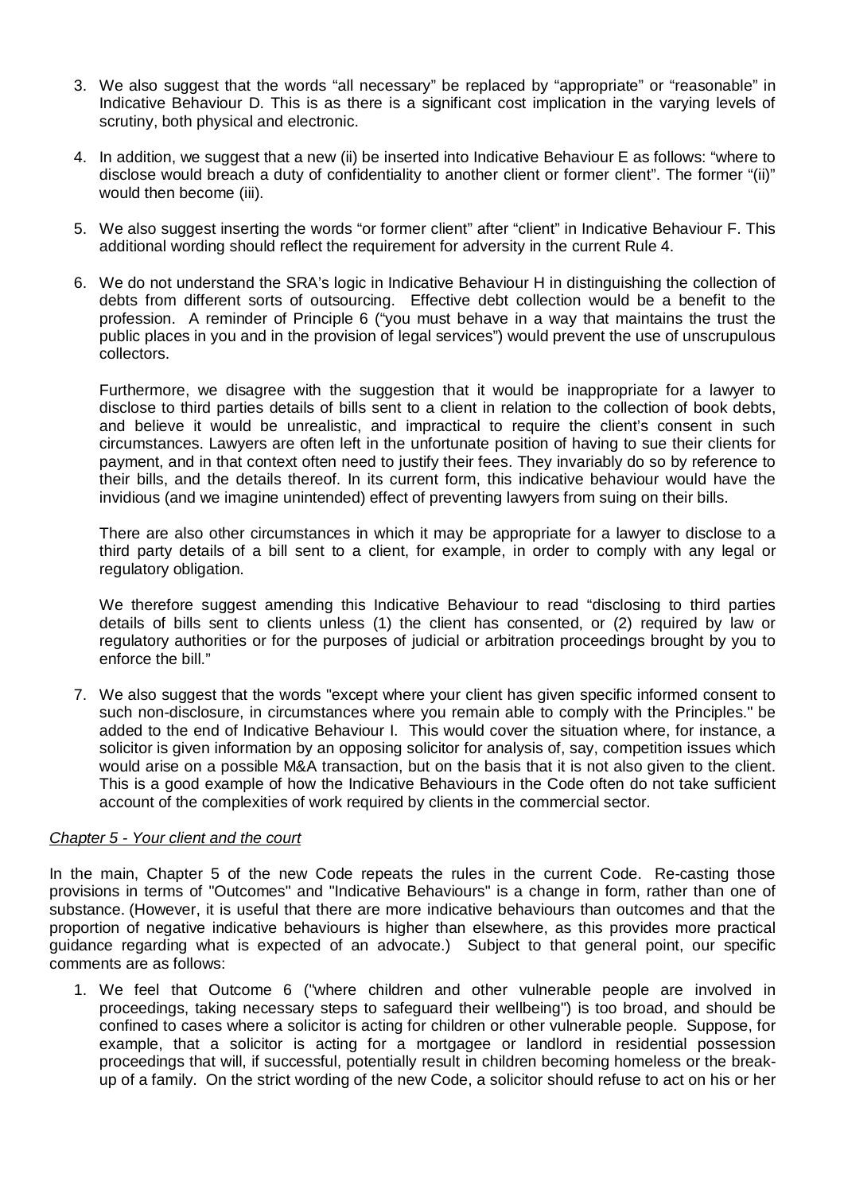3. We also suggest that the words “all necessary” be replaced by “appropriate” or “reasonable” in Indicative Behaviour D. This is as there is a significant cost implication in the varying levels of scrutiny, both physical and electronic.

4. In addition, we suggest that a new (ii) be inserted into Indicative Behaviour E as follows: “where to disclose would breach a duty of confidentiality to another client or former client”. The former “(ii)” would then become (iii).

5. We also suggest inserting the words “or former client” after “client” in Indicative Behaviour F. This additional wording should reflect the requirement for adversity in the current Rule 4.

6. We do not understand the SRA’s logic in Indicative Behaviour H in distinguishing the collection of debts from different sorts of outsourcing. Effective debt collection would be a benefit to the profession. A reminder of Principle 6 (“you must behave in a way that maintains the trust the public places in you and in the provision of legal services”) would prevent the use of unscrupulous collectors.

   Furthermore, we disagree with the suggestion that it would be inappropriate for a lawyer to disclose to third parties details of bills sent to a client in relation to the collection of book debts, and believe it would be unrealistic, and impractical to require the client’s consent in such circumstances. Lawyers are often left in the unfortunate position of having to sue their clients for payment, and in that context often need to justify their fees. They invariably do so by reference to their bills, and the details thereof. In its current form, this indicative behaviour would have the invidious (and we imagine unintended) effect of preventing lawyers from suing on their bills.

   There are also other circumstances in which it may be appropriate for a lawyer to disclose to a third party details of a bill sent to a client, for example, in order to comply with any legal or regulatory obligation.

   We therefore suggest amending this Indicative Behaviour to read “disclosing to third parties details of bills sent to clients unless (1) the client has consented, or (2) required by law or regulatory authorities or for the purposes of judicial or arbitration proceedings brought by you to enforce the bill.”

7. We also suggest that the words "except where your client has given specific informed consent to such non-disclosure, in circumstances where you remain able to comply with the Principles." be added to the end of Indicative Behaviour I. This would cover the situation where, for instance, a solicitor is given information by an opposing solicitor for analysis of, say, competition issues which would arise on a possible M&A transaction, but on the basis that it is not also given to the client. This is a good example of how the Indicative Behaviours in the Code often do not take sufficient account of the complexities of work required by clients in the commercial sector.

*Chapter 5 - Your client and the court*

In the main, Chapter 5 of the new Code repeats the rules in the current Code. Re-casting those provisions in terms of "Outcomes" and "Indicative Behaviours" is a change in form, rather than one of substance. (However, it is useful that there are more indicative behaviours than outcomes and that the proportion of negative indicative behaviours is higher than elsewhere, as this provides more practical guidance regarding what is expected of an advocate.) Subject to that general point, our specific comments are as follows:

1. We feel that Outcome 6 ("where children and other vulnerable people are involved in proceedings, taking necessary steps to safeguard their wellbeing") is too broad, and should be confined to cases where a solicitor is acting for children or other vulnerable people. Suppose, for example, that a solicitor is acting for a mortgagee or landlord in residential possession proceedings that will, if successful, potentially result in children becoming homeless or the break-up of a family. On the strict wording of the new Code, a solicitor should refuse to act on his or her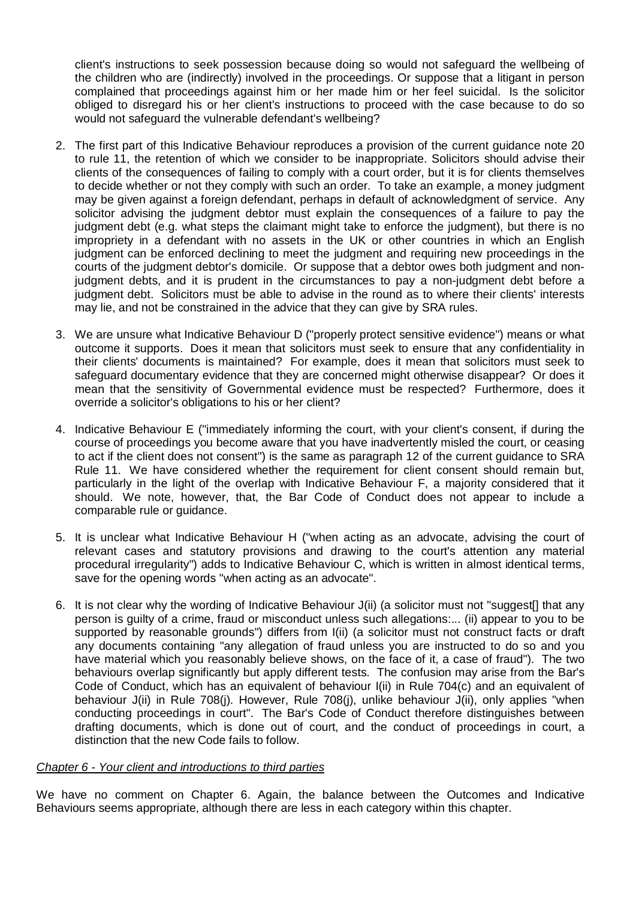client's instructions to seek possession because doing so would not safeguard the wellbeing of the children who are (indirectly) involved in the proceedings. Or suppose that a litigant in person complained that proceedings against him or her made him or her feel suicidal. Is the solicitor obliged to disregard his or her client's instructions to proceed with the case because to do so would not safeguard the vulnerable defendant's wellbeing?

2. The first part of this Indicative Behaviour reproduces a provision of the current guidance note 20 to rule 11, the retention of which we consider to be inappropriate. Solicitors should advise their clients of the consequences of failing to comply with a court order, but it is for clients themselves to decide whether or not they comply with such an order. To take an example, a money judgment may be given against a foreign defendant, perhaps in default of acknowledgment of service. Any solicitor advising the judgment debtor must explain the consequences of a failure to pay the judgment debt (e.g. what steps the claimant might take to enforce the judgment), but there is no impropriety in a defendant with no assets in the UK or other countries in which an English judgment can be enforced declining to meet the judgment and requiring new proceedings in the courts of the judgment debtor's domicile. Or suppose that a debtor owes both judgment and non-judgment debts, and it is prudent in the circumstances to pay a non-judgment debt before a judgment debt. Solicitors must be able to advise in the round as to where their clients' interests may lie, and not be constrained in the advice that they can give by SRA rules.

3. We are unsure what Indicative Behaviour D ("properly protect sensitive evidence") means or what outcome it supports. Does it mean that solicitors must seek to ensure that any confidentiality in their clients' documents is maintained? For example, does it mean that solicitors must seek to safeguard documentary evidence that they are concerned might otherwise disappear? Or does it mean that the sensitivity of Governmental evidence must be respected? Furthermore, does it override a solicitor's obligations to his or her client?

4. Indicative Behaviour E ("immediately informing the court, with your client's consent, if during the course of proceedings you become aware that you have inadvertently misled the court, or ceasing to act if the client does not consent") is the same as paragraph 12 of the current guidance to SRA Rule 11. We have considered whether the requirement for client consent should remain but, particularly in the light of the overlap with Indicative Behaviour F, a majority considered that it should. We note, however, that, the Bar Code of Conduct does not appear to include a comparable rule or guidance.

5. It is unclear what Indicative Behaviour H ("when acting as an advocate, advising the court of relevant cases and statutory provisions and drawing to the court's attention any material procedural irregularity") adds to Indicative Behaviour C, which is written in almost identical terms, save for the opening words "when acting as an advocate".

6. It is not clear why the wording of Indicative Behaviour J(ii) (a solicitor must not "suggest[] that any person is guilty of a crime, fraud or misconduct unless such allegations:... (ii) appear to you to be supported by reasonable grounds") differs from I(ii) (a solicitor must not construct facts or draft any documents containing "any allegation of fraud unless you are instructed to do so and you have material which you reasonably believe shows, on the face of it, a case of fraud"). The two behaviours overlap significantly but apply different tests. The confusion may arise from the Bar's Code of Conduct, which has an equivalent of behaviour I(ii) in Rule 704(c) and an equivalent of behaviour J(ii) in Rule 708(j). However, Rule 708(j), unlike behaviour J(ii), only applies "when conducting proceedings in court". The Bar's Code of Conduct therefore distinguishes between drafting documents, which is done out of court, and the conduct of proceedings in court, a distinction that the new Code fails to follow.

*Chapter 6 - Your client and introductions to third parties*

We have no comment on Chapter 6. Again, the balance between the Outcomes and Indicative Behaviours seems appropriate, although there are less in each category within this chapter.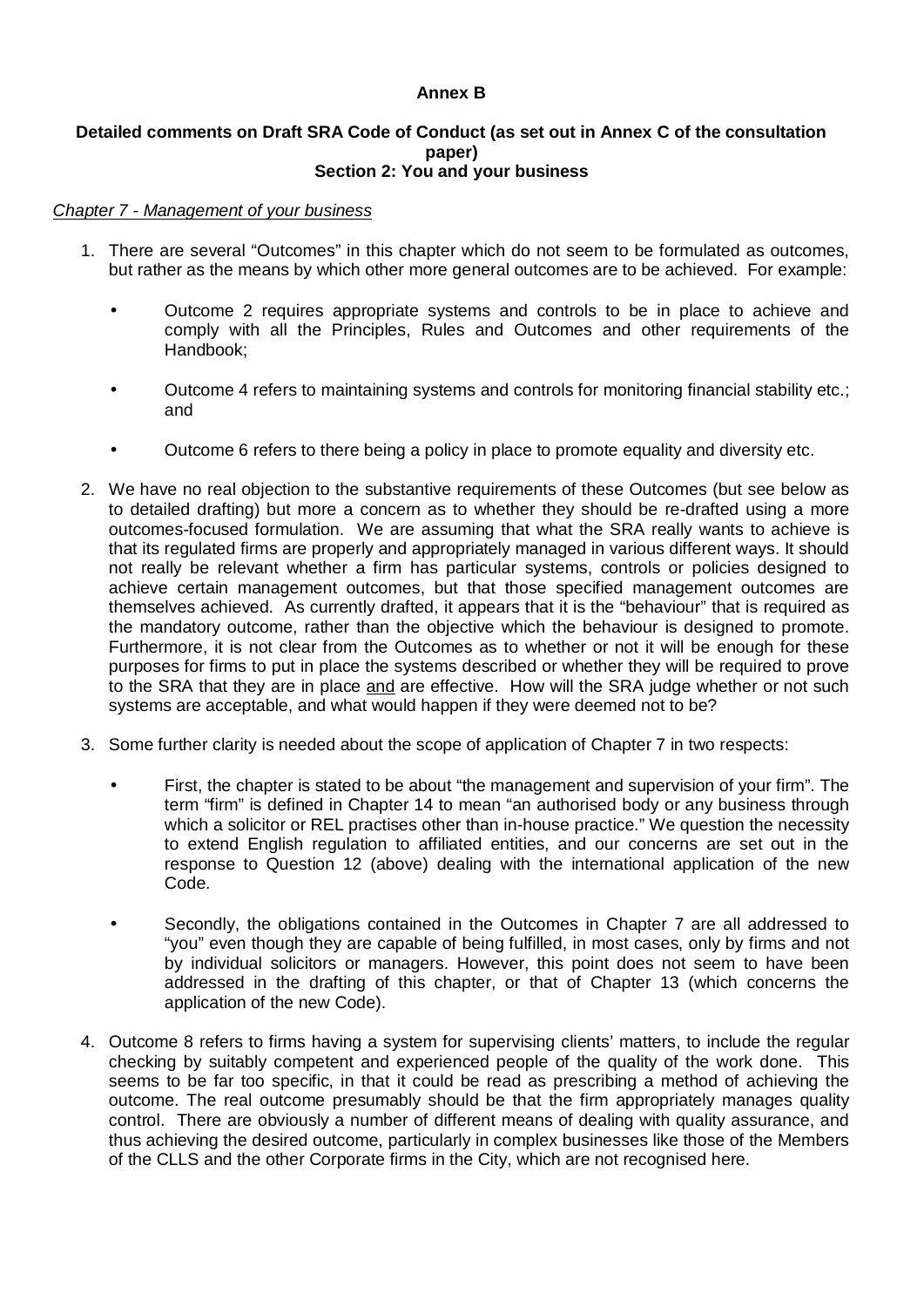**Annex B**

**Detailed comments on Draft SRA Code of Conduct (as set out in Annex C of the consultation paper)**
**Section 2: You and your business**

*Chapter 7 - Management of your business*

1. There are several "Outcomes" in this chapter which do not seem to be formulated as outcomes, but rather as the means by which other more general outcomes are to be achieved. For example:

   - Outcome 2 requires appropriate systems and controls to be in place to achieve and comply with all the Principles, Rules and Outcomes and other requirements of the Handbook;

   - Outcome 4 refers to maintaining systems and controls for monitoring financial stability etc.; and

   - Outcome 6 refers to there being a policy in place to promote equality and diversity etc.

2. We have no real objection to the substantive requirements of these Outcomes (but see below as to detailed drafting) but more a concern as to whether they should be re-drafted using a more outcomes-focused formulation. We are assuming that what the SRA really wants to achieve is that its regulated firms are properly and appropriately managed in various different ways. It should not really be relevant whether a firm has particular systems, controls or policies designed to achieve certain management outcomes, but that those specified management outcomes are themselves achieved. As currently drafted, it appears that it is the "behaviour" that is required as the mandatory outcome, rather than the objective which the behaviour is designed to promote. Furthermore, it is not clear from the Outcomes as to whether or not it will be enough for these purposes for firms to put in place the systems described or whether they will be required to prove to the SRA that they are in place <u>and</u> are effective. How will the SRA judge whether or not such systems are acceptable, and what would happen if they were deemed not to be?

3. Some further clarity is needed about the scope of application of Chapter 7 in two respects:

   - First, the chapter is stated to be about "the management and supervision of your firm". The term "firm" is defined in Chapter 14 to mean "an authorised body or any business through which a solicitor or REL practises other than in-house practice." We question the necessity to extend English regulation to affiliated entities, and our concerns are set out in the response to Question 12 (above) dealing with the international application of the new Code.

   - Secondly, the obligations contained in the Outcomes in Chapter 7 are all addressed to "you" even though they are capable of being fulfilled, in most cases, only by firms and not by individual solicitors or managers. However, this point does not seem to have been addressed in the drafting of this chapter, or that of Chapter 13 (which concerns the application of the new Code).

4. Outcome 8 refers to firms having a system for supervising clients' matters, to include the regular checking by suitably competent and experienced people of the quality of the work done. This seems to be far too specific, in that it could be read as prescribing a method of achieving the outcome. The real outcome presumably should be that the firm appropriately manages quality control. There are obviously a number of different means of dealing with quality assurance, and thus achieving the desired outcome, particularly in complex businesses like those of the Members of the CLLS and the other Corporate firms in the City, which are not recognised here.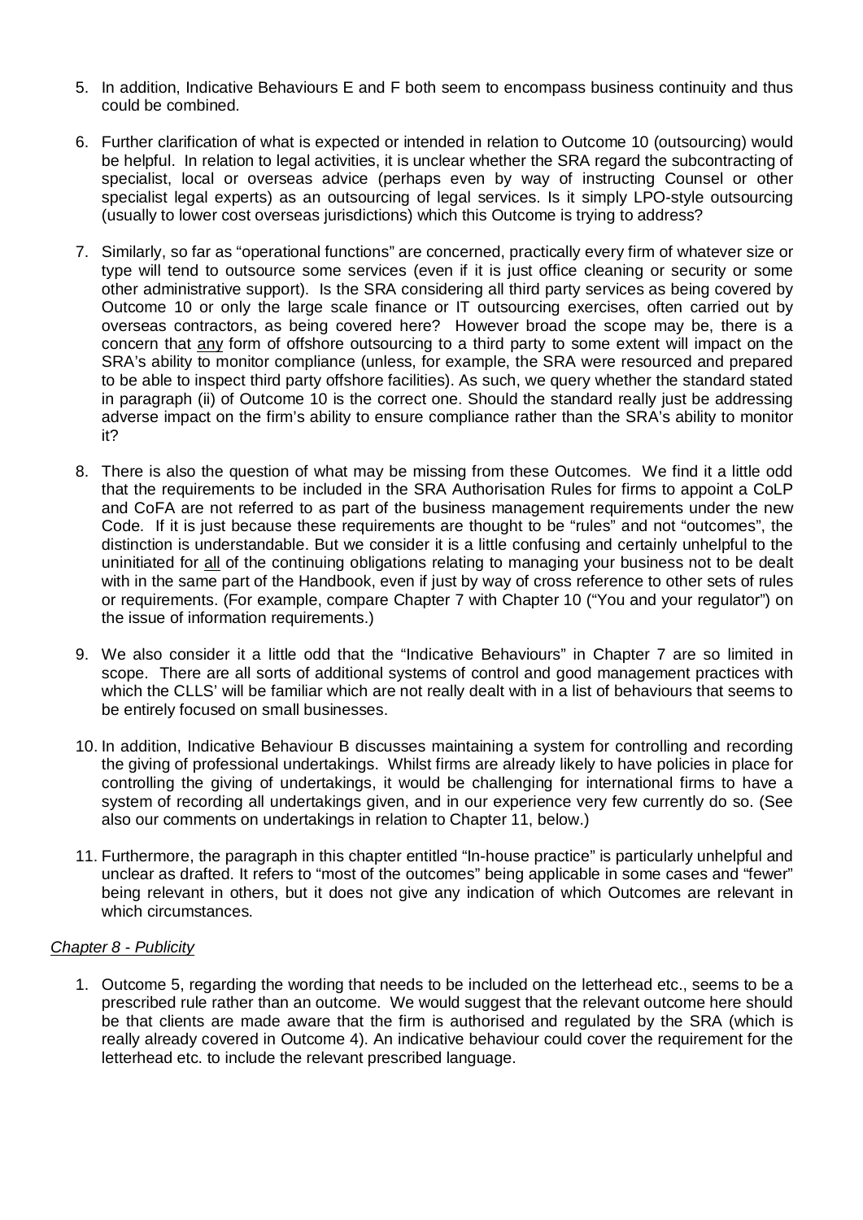5. In addition, Indicative Behaviours E and F both seem to encompass business continuity and thus could be combined.

6. Further clarification of what is expected or intended in relation to Outcome 10 (outsourcing) would be helpful. In relation to legal activities, it is unclear whether the SRA regard the subcontracting of specialist, local or overseas advice (perhaps even by way of instructing Counsel or other specialist legal experts) as an outsourcing of legal services. Is it simply LPO-style outsourcing (usually to lower cost overseas jurisdictions) which this Outcome is trying to address?

7. Similarly, so far as "operational functions" are concerned, practically every firm of whatever size or type will tend to outsource some services (even if it is just office cleaning or security or some other administrative support). Is the SRA considering all third party services as being covered by Outcome 10 or only the large scale finance or IT outsourcing exercises, often carried out by overseas contractors, as being covered here? However broad the scope may be, there is a concern that <u>any</u> form of offshore outsourcing to a third party to some extent will impact on the SRA's ability to monitor compliance (unless, for example, the SRA were resourced and prepared to be able to inspect third party offshore facilities). As such, we query whether the standard stated in paragraph (ii) of Outcome 10 is the correct one. Should the standard really just be addressing adverse impact on the firm's ability to ensure compliance rather than the SRA's ability to monitor it?

8. There is also the question of what may be missing from these Outcomes. We find it a little odd that the requirements to be included in the SRA Authorisation Rules for firms to appoint a CoLP and CoFA are not referred to as part of the business management requirements under the new Code. If it is just because these requirements are thought to be "rules" and not "outcomes", the distinction is understandable. But we consider it is a little confusing and certainly unhelpful to the uninitiated for <u>all</u> of the continuing obligations relating to managing your business not to be dealt with in the same part of the Handbook, even if just by way of cross reference to other sets of rules or requirements. (For example, compare Chapter 7 with Chapter 10 ("You and your regulator") on the issue of information requirements.)

9. We also consider it a little odd that the "Indicative Behaviours" in Chapter 7 are so limited in scope. There are all sorts of additional systems of control and good management practices with which the CLLS' will be familiar which are not really dealt with in a list of behaviours that seems to be entirely focused on small businesses.

10. In addition, Indicative Behaviour B discusses maintaining a system for controlling and recording the giving of professional undertakings. Whilst firms are already likely to have policies in place for controlling the giving of undertakings, it would be challenging for international firms to have a system of recording all undertakings given, and in our experience very few currently do so. (See also our comments on undertakings in relation to Chapter 11, below.)

11. Furthermore, the paragraph in this chapter entitled "In-house practice" is particularly unhelpful and unclear as drafted. It refers to "most of the outcomes" being applicable in some cases and "fewer" being relevant in others, but it does not give any indication of which Outcomes are relevant in which circumstances.

*<u>Chapter 8 - Publicity</u>*

1. Outcome 5, regarding the wording that needs to be included on the letterhead etc., seems to be a prescribed rule rather than an outcome. We would suggest that the relevant outcome here should be that clients are made aware that the firm is authorised and regulated by the SRA (which is really already covered in Outcome 4). An indicative behaviour could cover the requirement for the letterhead etc. to include the relevant prescribed language.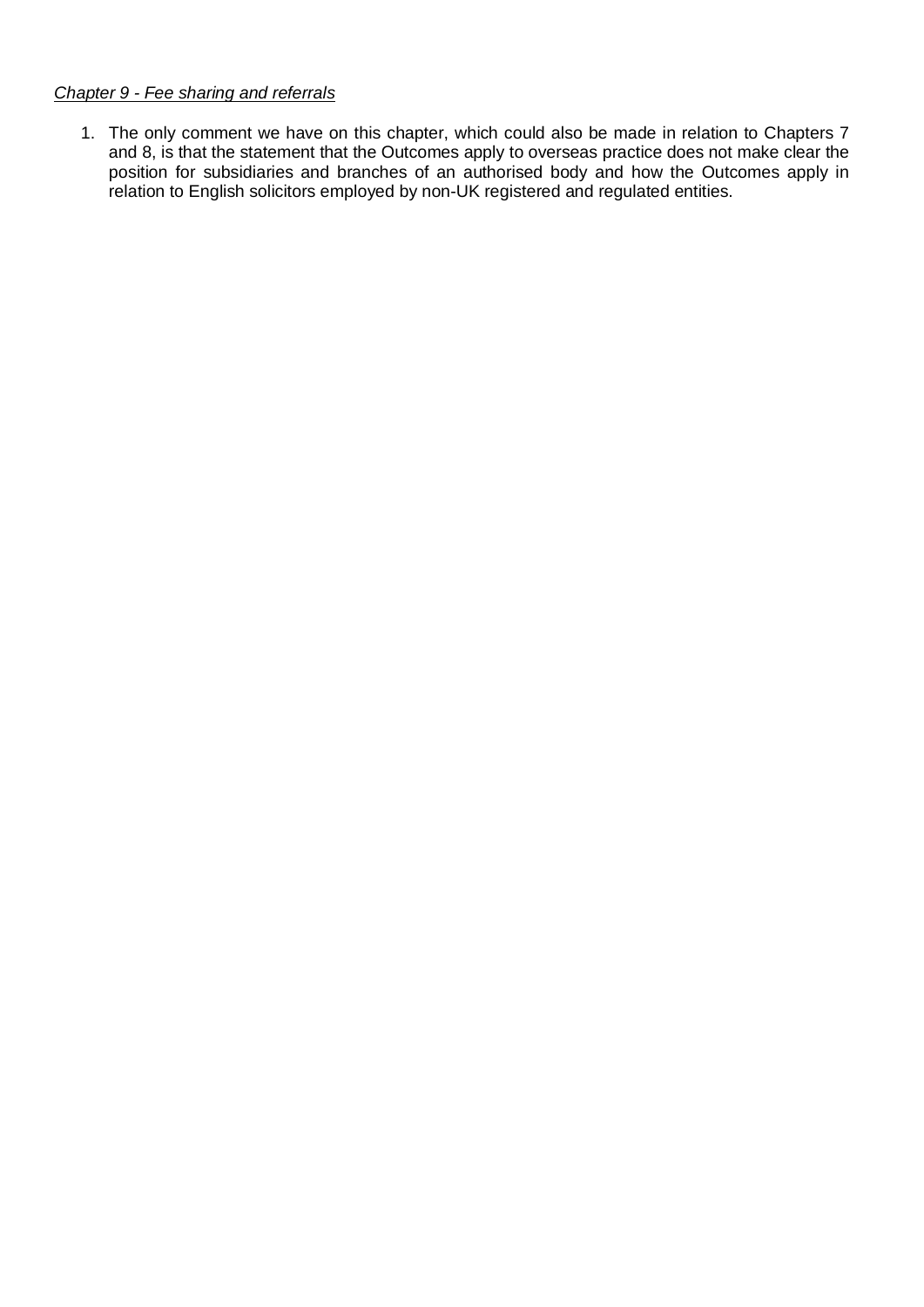*Chapter 9 - Fee sharing and referrals*

1. The only comment we have on this chapter, which could also be made in relation to Chapters 7 and 8, is that the statement that the Outcomes apply to overseas practice does not make clear the position for subsidiaries and branches of an authorised body and how the Outcomes apply in relation to English solicitors employed by non-UK registered and regulated entities.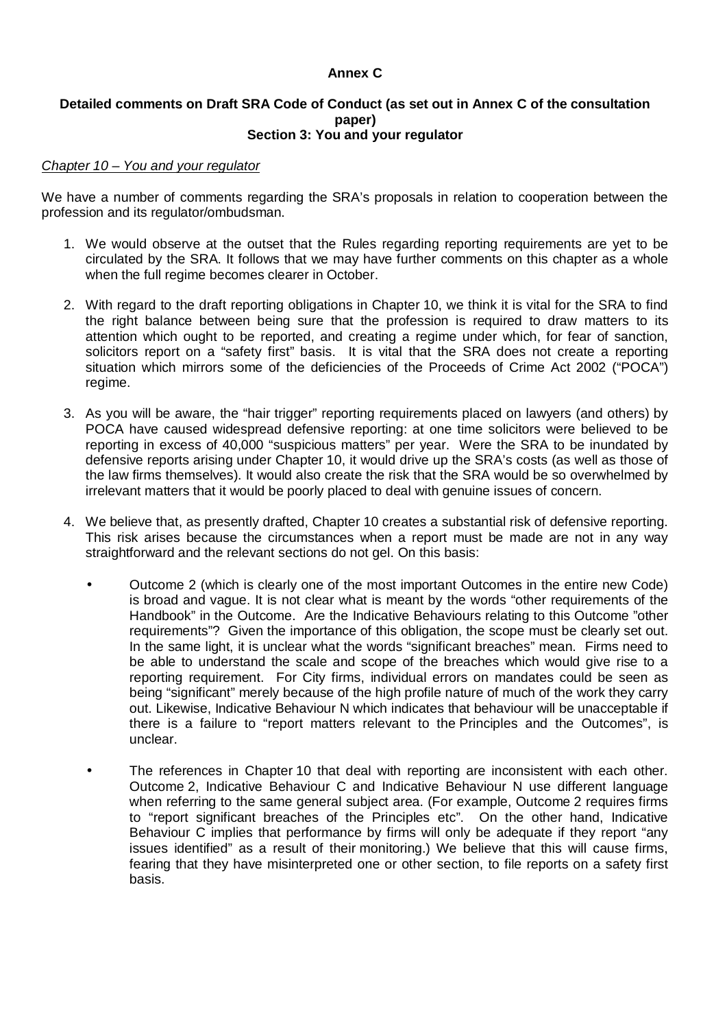**Annex C**

**Detailed comments on Draft SRA Code of Conduct (as set out in Annex C of the consultation paper)**
**Section 3: You and your regulator**

*Chapter 10 – You and your regulator*

We have a number of comments regarding the SRA's proposals in relation to cooperation between the profession and its regulator/ombudsman.

1. We would observe at the outset that the Rules regarding reporting requirements are yet to be circulated by the SRA. It follows that we may have further comments on this chapter as a whole when the full regime becomes clearer in October.

2. With regard to the draft reporting obligations in Chapter 10, we think it is vital for the SRA to find the right balance between being sure that the profession is required to draw matters to its attention which ought to be reported, and creating a regime under which, for fear of sanction, solicitors report on a "safety first" basis. It is vital that the SRA does not create a reporting situation which mirrors some of the deficiencies of the Proceeds of Crime Act 2002 ("POCA") regime.

3. As you will be aware, the "hair trigger" reporting requirements placed on lawyers (and others) by POCA have caused widespread defensive reporting: at one time solicitors were believed to be reporting in excess of 40,000 "suspicious matters" per year. Were the SRA to be inundated by defensive reports arising under Chapter 10, it would drive up the SRA's costs (as well as those of the law firms themselves). It would also create the risk that the SRA would be so overwhelmed by irrelevant matters that it would be poorly placed to deal with genuine issues of concern.

4. We believe that, as presently drafted, Chapter 10 creates a substantial risk of defensive reporting. This risk arises because the circumstances when a report must be made are not in any way straightforward and the relevant sections do not gel. On this basis:

   - Outcome 2 (which is clearly one of the most important Outcomes in the entire new Code) is broad and vague. It is not clear what is meant by the words "other requirements of the Handbook" in the Outcome. Are the Indicative Behaviours relating to this Outcome "other requirements"? Given the importance of this obligation, the scope must be clearly set out. In the same light, it is unclear what the words "significant breaches" mean. Firms need to be able to understand the scale and scope of the breaches which would give rise to a reporting requirement. For City firms, individual errors on mandates could be seen as being "significant" merely because of the high profile nature of much of the work they carry out. Likewise, Indicative Behaviour N which indicates that behaviour will be unacceptable if there is a failure to "report matters relevant to the Principles and the Outcomes", is unclear.

   - The references in Chapter 10 that deal with reporting are inconsistent with each other. Outcome 2, Indicative Behaviour C and Indicative Behaviour N use different language when referring to the same general subject area. (For example, Outcome 2 requires firms to "report significant breaches of the Principles etc". On the other hand, Indicative Behaviour C implies that performance by firms will only be adequate if they report "any issues identified" as a result of their monitoring.) We believe that this will cause firms, fearing that they have misinterpreted one or other section, to file reports on a safety first basis.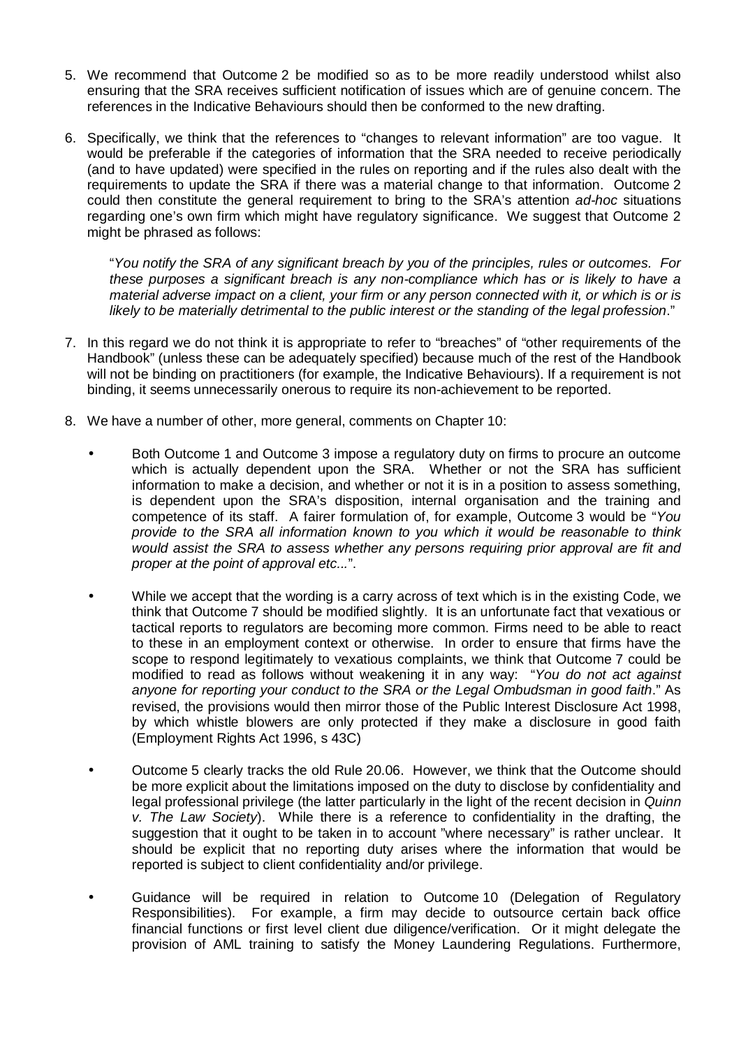5. We recommend that Outcome 2 be modified so as to be more readily understood whilst also ensuring that the SRA receives sufficient notification of issues which are of genuine concern. The references in the Indicative Behaviours should then be conformed to the new drafting.

6. Specifically, we think that the references to "changes to relevant information" are too vague. It would be preferable if the categories of information that the SRA needed to receive periodically (and to have updated) were specified in the rules on reporting and if the rules also dealt with the requirements to update the SRA if there was a material change to that information. Outcome 2 could then constitute the general requirement to bring to the SRA's attention *ad-hoc* situations regarding one's own firm which might have regulatory significance. We suggest that Outcome 2 might be phrased as follows:

   "*You notify the SRA of any significant breach by you of the principles, rules or outcomes. For these purposes a significant breach is any non-compliance which has or is likely to have a material adverse impact on a client, your firm or any person connected with it, or which is or is likely to be materially detrimental to the public interest or the standing of the legal profession*."

7. In this regard we do not think it is appropriate to refer to "breaches" of "other requirements of the Handbook" (unless these can be adequately specified) because much of the rest of the Handbook will not be binding on practitioners (for example, the Indicative Behaviours). If a requirement is not binding, it seems unnecessarily onerous to require its non-achievement to be reported.

8. We have a number of other, more general, comments on Chapter 10:

   - Both Outcome 1 and Outcome 3 impose a regulatory duty on firms to procure an outcome which is actually dependent upon the SRA. Whether or not the SRA has sufficient information to make a decision, and whether or not it is in a position to assess something, is dependent upon the SRA's disposition, internal organisation and the training and competence of its staff. A fairer formulation of, for example, Outcome 3 would be "*You provide to the SRA all information known to you which it would be reasonable to think would assist the SRA to assess whether any persons requiring prior approval are fit and proper at the point of approval etc...*".

   - While we accept that the wording is a carry across of text which is in the existing Code, we think that Outcome 7 should be modified slightly. It is an unfortunate fact that vexatious or tactical reports to regulators are becoming more common. Firms need to be able to react to these in an employment context or otherwise. In order to ensure that firms have the scope to respond legitimately to vexatious complaints, we think that Outcome 7 could be modified to read as follows without weakening it in any way: "*You do not act against anyone for reporting your conduct to the SRA or the Legal Ombudsman in good faith*." As revised, the provisions would then mirror those of the Public Interest Disclosure Act 1998, by which whistle blowers are only protected if they make a disclosure in good faith (Employment Rights Act 1996, s 43C)

   - Outcome 5 clearly tracks the old Rule 20.06. However, we think that the Outcome should be more explicit about the limitations imposed on the duty to disclose by confidentiality and legal professional privilege (the latter particularly in the light of the recent decision in *Quinn v. The Law Society*). While there is a reference to confidentiality in the drafting, the suggestion that it ought to be taken in to account "where necessary" is rather unclear. It should be explicit that no reporting duty arises where the information that would be reported is subject to client confidentiality and/or privilege.

   - Guidance will be required in relation to Outcome 10 (Delegation of Regulatory Responsibilities). For example, a firm may decide to outsource certain back office financial functions or first level client due diligence/verification. Or it might delegate the provision of AML training to satisfy the Money Laundering Regulations. Furthermore,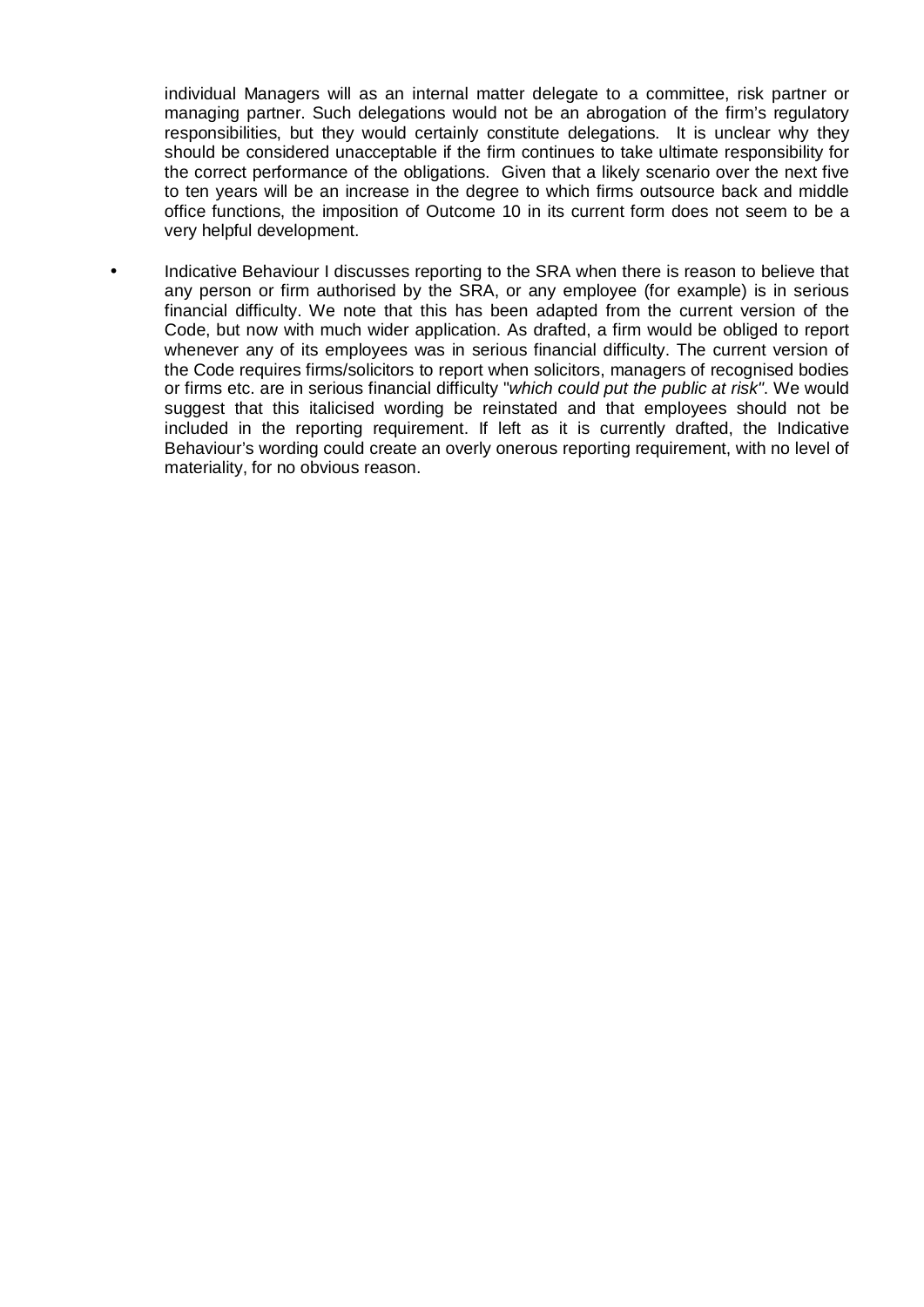individual Managers will as an internal matter delegate to a committee, risk partner or managing partner. Such delegations would not be an abrogation of the firm's regulatory responsibilities, but they would certainly constitute delegations. It is unclear why they should be considered unacceptable if the firm continues to take ultimate responsibility for the correct performance of the obligations. Given that a likely scenario over the next five to ten years will be an increase in the degree to which firms outsource back and middle office functions, the imposition of Outcome 10 in its current form does not seem to be a very helpful development.

- Indicative Behaviour I discusses reporting to the SRA when there is reason to believe that any person or firm authorised by the SRA, or any employee (for example) is in serious financial difficulty. We note that this has been adapted from the current version of the Code, but now with much wider application. As drafted, a firm would be obliged to report whenever any of its employees was in serious financial difficulty. The current version of the Code requires firms/solicitors to report when solicitors, managers of recognised bodies or firms etc. are in serious financial difficulty "*which could put the public at risk*". We would suggest that this italicised wording be reinstated and that employees should not be included in the reporting requirement. If left as it is currently drafted, the Indicative Behaviour's wording could create an overly onerous reporting requirement, with no level of materiality, for no obvious reason.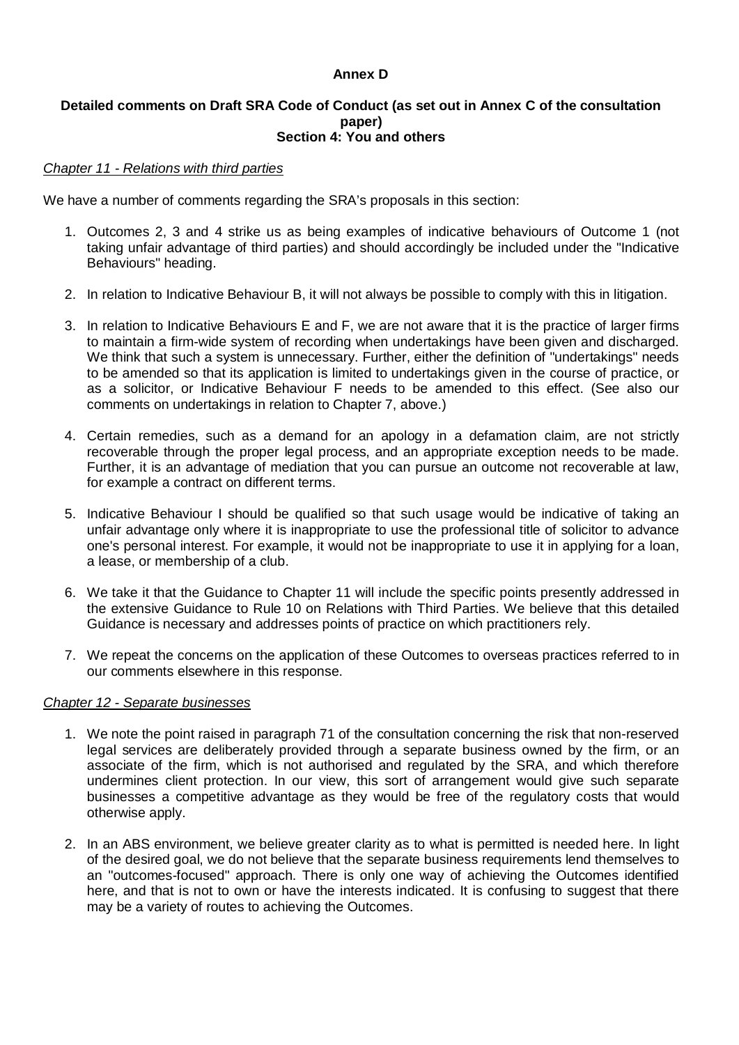**Annex D**

**Detailed comments on Draft SRA Code of Conduct (as set out in Annex C of the consultation paper)**
**Section 4: You and others**

*Chapter 11 - Relations with third parties*

We have a number of comments regarding the SRA's proposals in this section:

1. Outcomes 2, 3 and 4 strike us as being examples of indicative behaviours of Outcome 1 (not taking unfair advantage of third parties) and should accordingly be included under the "Indicative Behaviours" heading.

2. In relation to Indicative Behaviour B, it will not always be possible to comply with this in litigation.

3. In relation to Indicative Behaviours E and F, we are not aware that it is the practice of larger firms to maintain a firm-wide system of recording when undertakings have been given and discharged. We think that such a system is unnecessary. Further, either the definition of "undertakings" needs to be amended so that its application is limited to undertakings given in the course of practice, or as a solicitor, or Indicative Behaviour F needs to be amended to this effect. (See also our comments on undertakings in relation to Chapter 7, above.)

4. Certain remedies, such as a demand for an apology in a defamation claim, are not strictly recoverable through the proper legal process, and an appropriate exception needs to be made. Further, it is an advantage of mediation that you can pursue an outcome not recoverable at law, for example a contract on different terms.

5. Indicative Behaviour I should be qualified so that such usage would be indicative of taking an unfair advantage only where it is inappropriate to use the professional title of solicitor to advance one's personal interest. For example, it would not be inappropriate to use it in applying for a loan, a lease, or membership of a club.

6. We take it that the Guidance to Chapter 11 will include the specific points presently addressed in the extensive Guidance to Rule 10 on Relations with Third Parties. We believe that this detailed Guidance is necessary and addresses points of practice on which practitioners rely.

7. We repeat the concerns on the application of these Outcomes to overseas practices referred to in our comments elsewhere in this response.

*Chapter 12 - Separate businesses*

1. We note the point raised in paragraph 71 of the consultation concerning the risk that non-reserved legal services are deliberately provided through a separate business owned by the firm, or an associate of the firm, which is not authorised and regulated by the SRA, and which therefore undermines client protection. In our view, this sort of arrangement would give such separate businesses a competitive advantage as they would be free of the regulatory costs that would otherwise apply.

2. In an ABS environment, we believe greater clarity as to what is permitted is needed here. In light of the desired goal, we do not believe that the separate business requirements lend themselves to an "outcomes-focused" approach. There is only one way of achieving the Outcomes identified here, and that is not to own or have the interests indicated. It is confusing to suggest that there may be a variety of routes to achieving the Outcomes.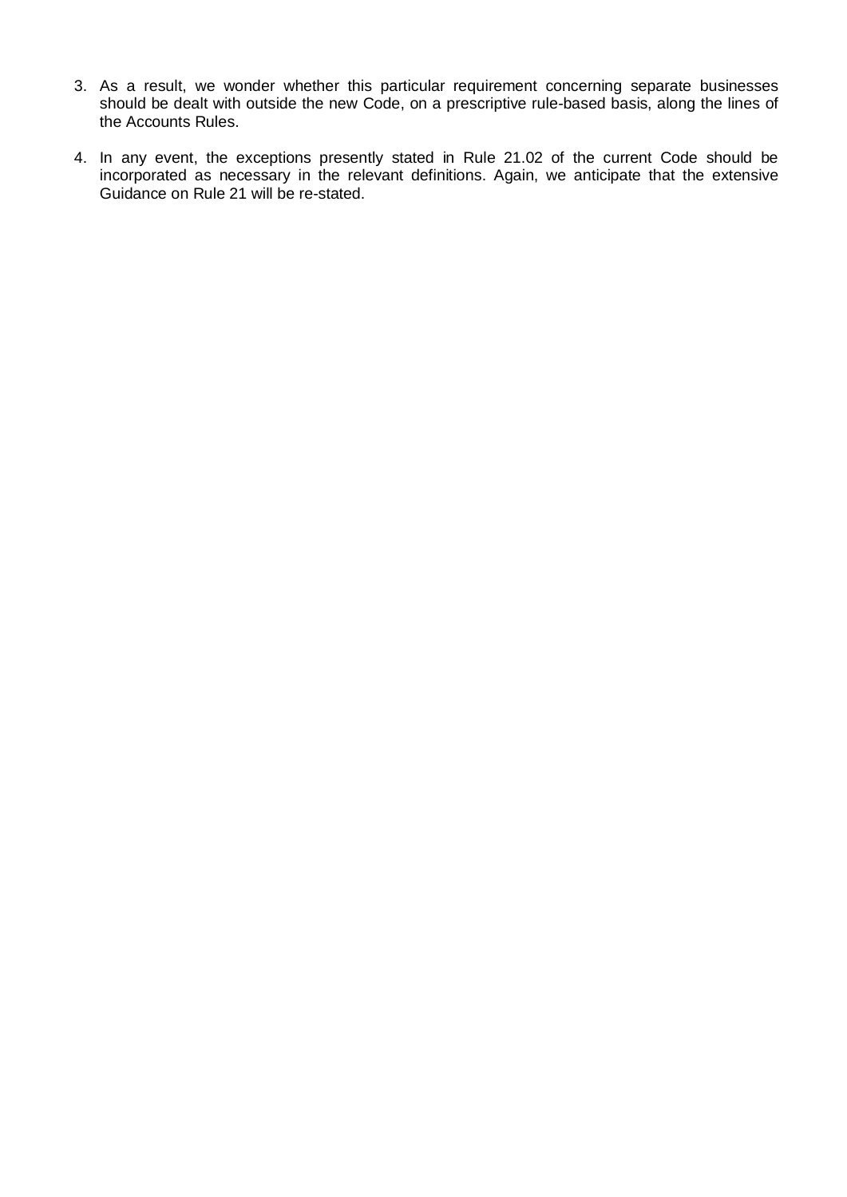3. As a result, we wonder whether this particular requirement concerning separate businesses should be dealt with outside the new Code, on a prescriptive rule-based basis, along the lines of the Accounts Rules.

4. In any event, the exceptions presently stated in Rule 21.02 of the current Code should be incorporated as necessary in the relevant definitions. Again, we anticipate that the extensive Guidance on Rule 21 will be re-stated.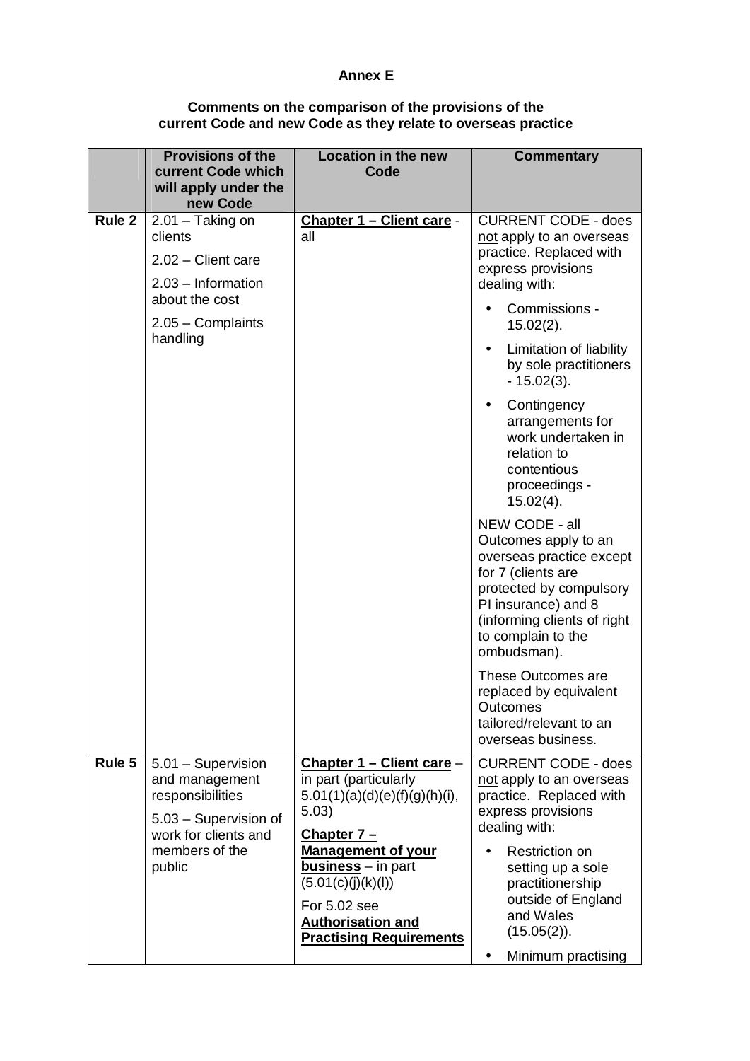**Annex E**

**Comments on the comparison of the provisions of the current Code and new Code as they relate to overseas practice**

| | Provisions of the current Code which will apply under the new Code | Location in the new Code | Commentary |
|---|---|---|---|
| **Rule 2** | 2.01 – Taking on clients<br><br>2.02 – Client care<br><br>2.03 – Information about the cost<br><br>2.05 – Complaints handling | **Chapter 1 – Client care** - all | CURRENT CODE - does not apply to an overseas practice. Replaced with express provisions dealing with:<br><br>• Commissions - 15.02(2).<br>• Limitation of liability by sole practitioners - 15.02(3).<br>• Contingency arrangements for work undertaken in relation to contentious proceedings - 15.02(4).<br><br>NEW CODE - all Outcomes apply to an overseas practice except for 7 (clients are protected by compulsory PI insurance) and 8 (informing clients of right to complain to the ombudsman).<br><br>These Outcomes are replaced by equivalent Outcomes tailored/relevant to an overseas business. |
| **Rule 5** | 5.01 – Supervision and management responsibilities<br><br>5.03 – Supervision of work for clients and members of the public | **Chapter 1 – Client care** – in part (particularly 5.01(1)(a)(d)(e)(f)(g)(h)(i), 5.03)<br><br>**Chapter 7 – Management of your business** – in part (5.01(c)(j)(k)(l))<br><br>For 5.02 see **Authorisation and Practising Requirements** | CURRENT CODE - does not apply to an overseas practice. Replaced with express provisions dealing with:<br><br>• Restriction on setting up a sole practitionership outside of England and Wales (15.05(2)).<br>• Minimum practising |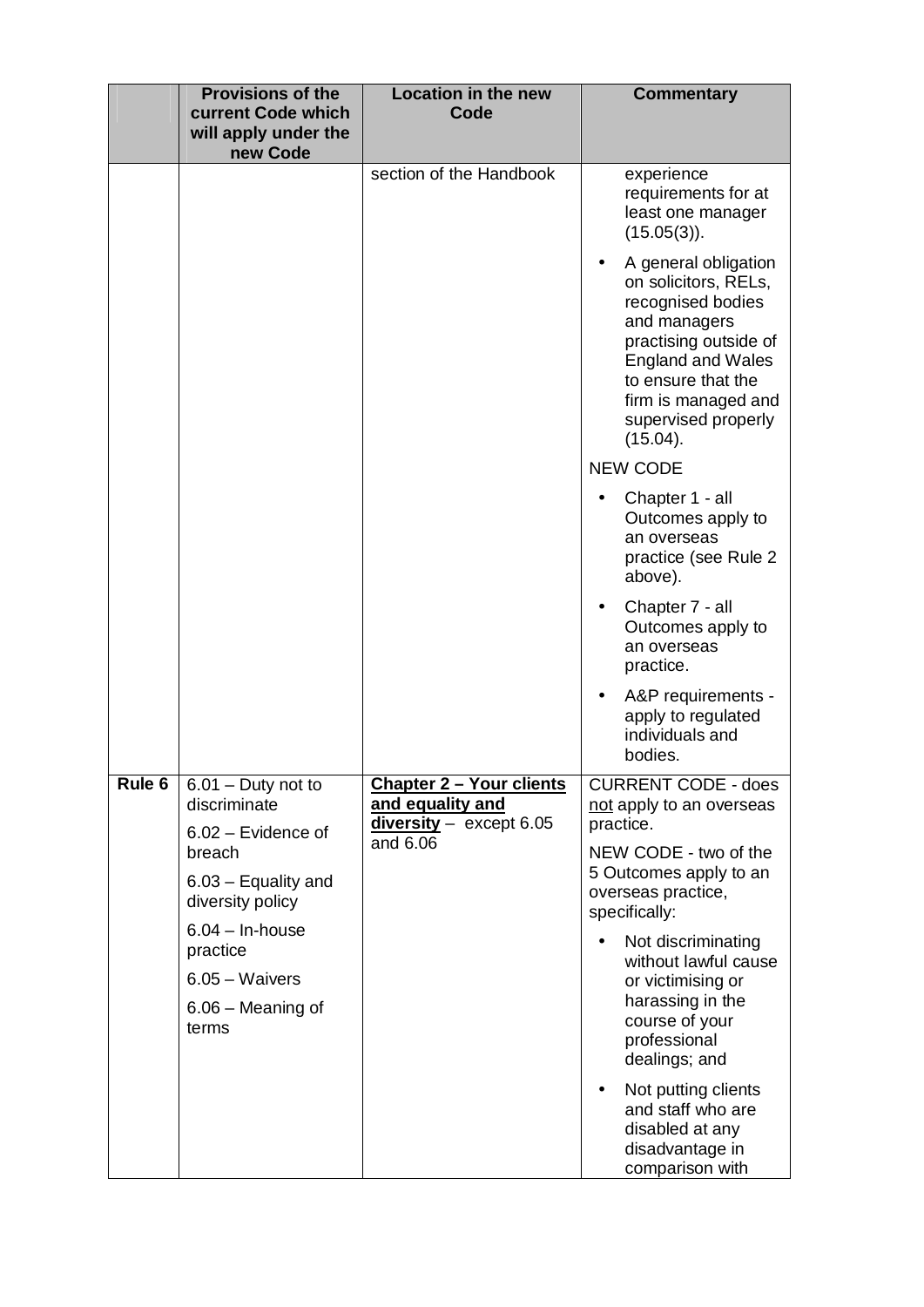| | Provisions of the current Code which will apply under the new Code | Location in the new Code | Commentary |
|---|---|---|---|
| | | section of the Handbook | experience requirements for at least one manager (15.05(3)).<br>• A general obligation on solicitors, RELs, recognised bodies and managers practising outside of England and Wales to ensure that the firm is managed and supervised properly (15.04).<br>NEW CODE<br>• Chapter 1 - all Outcomes apply to an overseas practice (see Rule 2 above).<br>• Chapter 7 - all Outcomes apply to an overseas practice.<br>• A&P requirements - apply to regulated individuals and bodies. |
| **Rule 6** | 6.01 – Duty not to discriminate<br>6.02 – Evidence of breach<br>6.03 – Equality and diversity policy<br>6.04 – In-house practice<br>6.05 – Waivers<br>6.06 – Meaning of terms | **Chapter 2 – Your clients and equality and diversity** – except 6.05 and 6.06 | CURRENT CODE - does not apply to an overseas practice.<br>NEW CODE - two of the 5 Outcomes apply to an overseas practice, specifically:<br>• Not discriminating without lawful cause or victimising or harassing in the course of your professional dealings; and<br>• Not putting clients and staff who are disabled at any disadvantage in comparison with |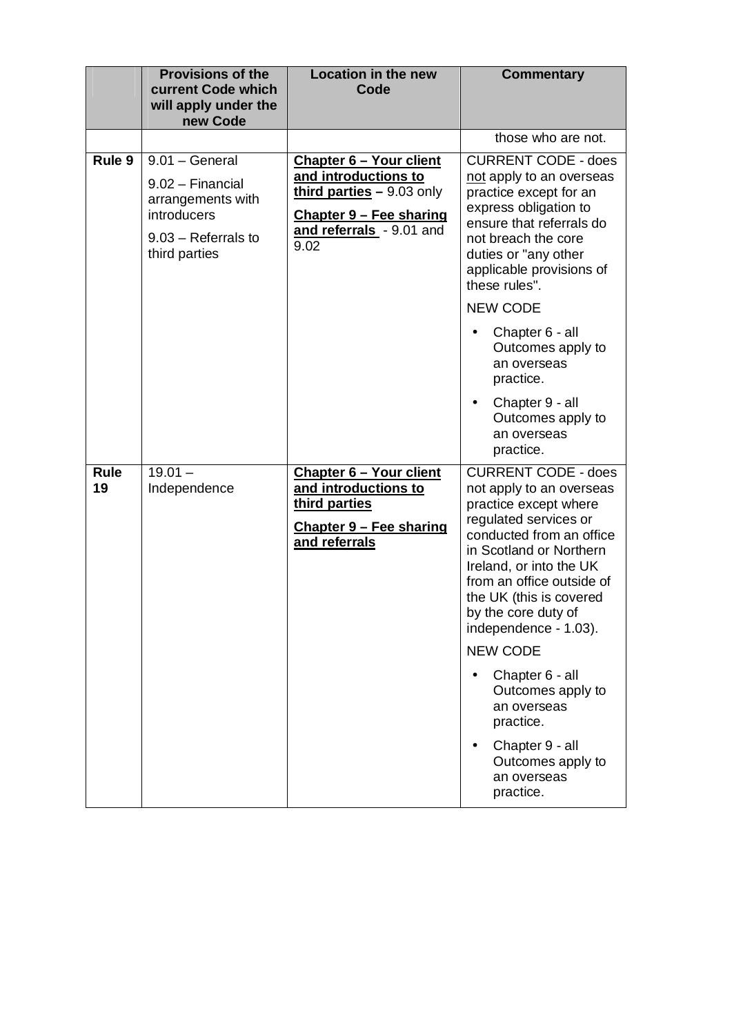| | Provisions of the current Code which will apply under the new Code | Location in the new Code | Commentary |
|---|---|---|---|
| | | | those who are not. |
| **Rule 9** | 9.01 – General<br><br>9.02 – Financial arrangements with introducers<br><br>9.03 – Referrals to third parties | **Chapter 6 – Your client and introductions to third parties** – 9.03 only<br><br>**Chapter 9 – Fee sharing and referrals** - 9.01 and 9.02 | CURRENT CODE - does not apply to an overseas practice except for an express obligation to ensure that referrals do not breach the core duties or "any other applicable provisions of these rules".<br><br>NEW CODE<br><br>• Chapter 6 - all Outcomes apply to an overseas practice.<br><br>• Chapter 9 - all Outcomes apply to an overseas practice. |
| **Rule 19** | 19.01 – Independence | **Chapter 6 – Your client and introductions to third parties**<br><br>**Chapter 9 – Fee sharing and referrals** | CURRENT CODE - does not apply to an overseas practice except where regulated services or conducted from an office in Scotland or Northern Ireland, or into the UK from an office outside of the UK (this is covered by the core duty of independence - 1.03).<br><br>NEW CODE<br><br>• Chapter 6 - all Outcomes apply to an overseas practice.<br><br>• Chapter 9 - all Outcomes apply to an overseas practice. |